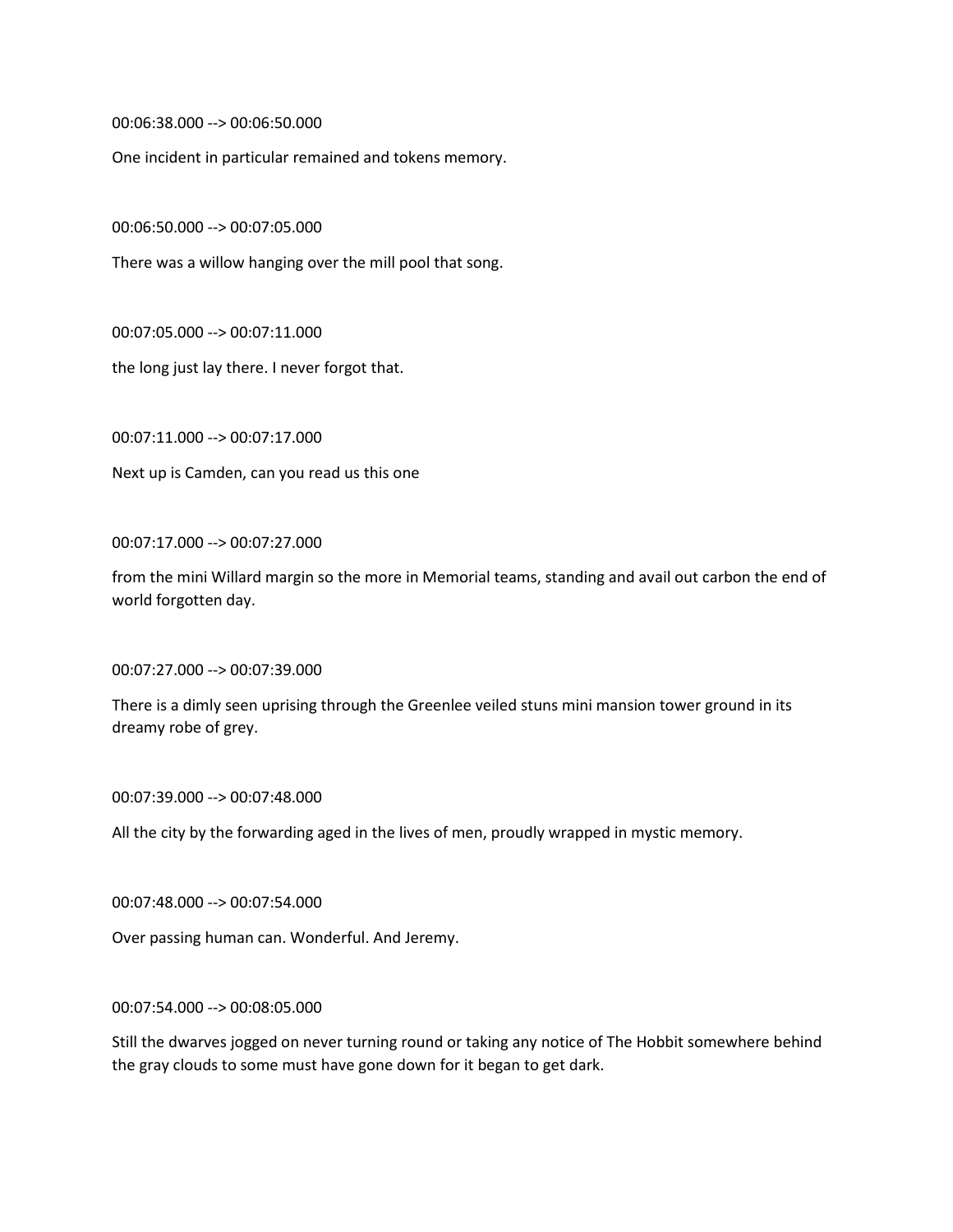00:06:38.000 --> 00:06:50.000

One incident in particular remained and tokens memory.

00:06:50.000 --> 00:07:05.000

There was a willow hanging over the mill pool that song.

00:07:05.000 --> 00:07:11.000

the long just lay there. I never forgot that.

00:07:11.000 --> 00:07:17.000

Next up is Camden, can you read us this one

00:07:17.000 --> 00:07:27.000

from the mini Willard margin so the more in Memorial teams, standing and avail out carbon the end of world forgotten day.

00:07:27.000 --> 00:07:39.000

There is a dimly seen uprising through the Greenlee veiled stuns mini mansion tower ground in its dreamy robe of grey.

00:07:39.000 --> 00:07:48.000

All the city by the forwarding aged in the lives of men, proudly wrapped in mystic memory.

00:07:48.000 --> 00:07:54.000

Over passing human can. Wonderful. And Jeremy.

00:07:54.000 --> 00:08:05.000

Still the dwarves jogged on never turning round or taking any notice of The Hobbit somewhere behind the gray clouds to some must have gone down for it began to get dark.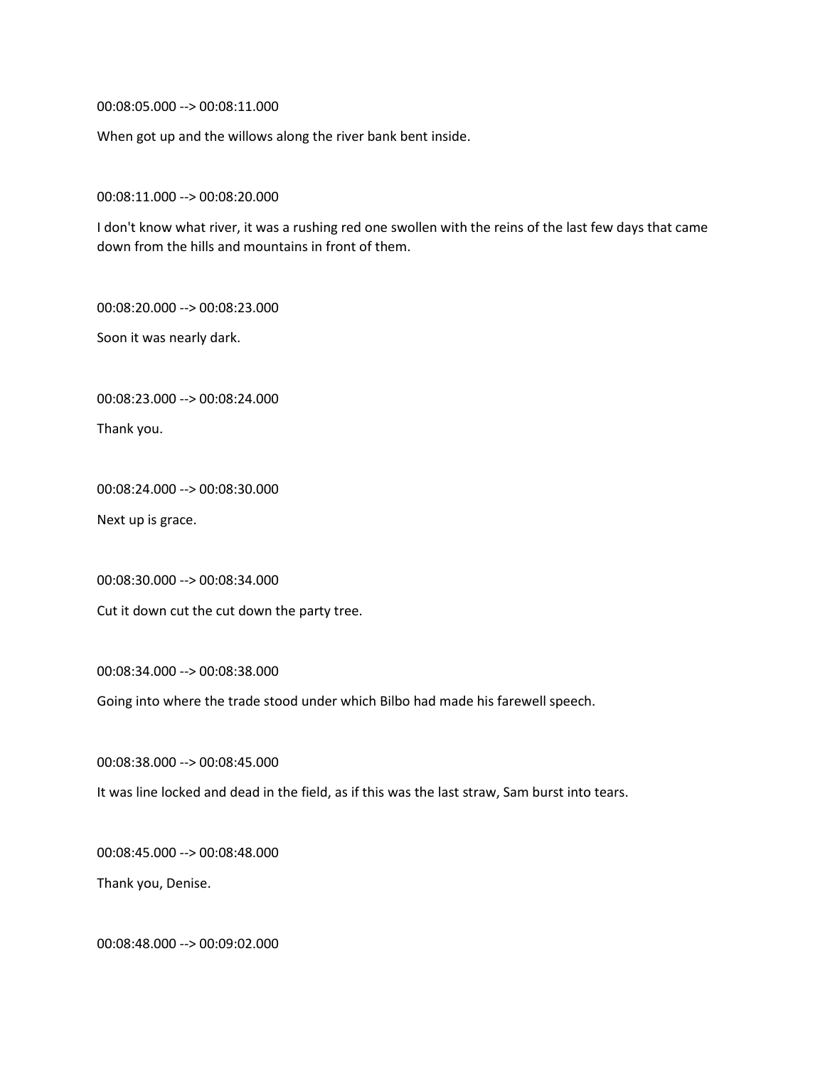00:08:05.000 --> 00:08:11.000

When got up and the willows along the river bank bent inside.

00:08:11.000 --> 00:08:20.000

I don't know what river, it was a rushing red one swollen with the reins of the last few days that came down from the hills and mountains in front of them.

00:08:20.000 --> 00:08:23.000

Soon it was nearly dark.

00:08:23.000 --> 00:08:24.000

Thank you.

00:08:24.000 --> 00:08:30.000

Next up is grace.

00:08:30.000 --> 00:08:34.000

Cut it down cut the cut down the party tree.

00:08:34.000 --> 00:08:38.000

Going into where the trade stood under which Bilbo had made his farewell speech.

00:08:38.000 --> 00:08:45.000

It was line locked and dead in the field, as if this was the last straw, Sam burst into tears.

00:08:45.000 --> 00:08:48.000

Thank you, Denise.

00:08:48.000 --> 00:09:02.000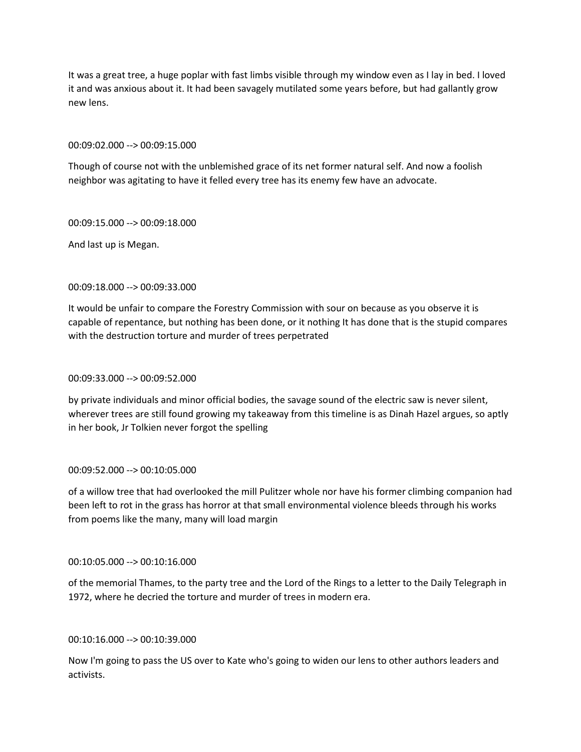It was a great tree, a huge poplar with fast limbs visible through my window even as I lay in bed. I loved it and was anxious about it. It had been savagely mutilated some years before, but had gallantly grow new lens.

00:09:02.000 --> 00:09:15.000

Though of course not with the unblemished grace of its net former natural self. And now a foolish neighbor was agitating to have it felled every tree has its enemy few have an advocate.

00:09:15.000 --> 00:09:18.000

And last up is Megan.

00:09:18.000 --> 00:09:33.000

It would be unfair to compare the Forestry Commission with sour on because as you observe it is capable of repentance, but nothing has been done, or it nothing It has done that is the stupid compares with the destruction torture and murder of trees perpetrated

00:09:33.000 --> 00:09:52.000

by private individuals and minor official bodies, the savage sound of the electric saw is never silent, wherever trees are still found growing my takeaway from this timeline is as Dinah Hazel argues, so aptly in her book, Jr Tolkien never forgot the spelling

00:09:52.000 --> 00:10:05.000

of a willow tree that had overlooked the mill Pulitzer whole nor have his former climbing companion had been left to rot in the grass has horror at that small environmental violence bleeds through his works from poems like the many, many will load margin

00:10:05.000 --> 00:10:16.000

of the memorial Thames, to the party tree and the Lord of the Rings to a letter to the Daily Telegraph in 1972, where he decried the torture and murder of trees in modern era.

00:10:16.000 --> 00:10:39.000

Now I'm going to pass the US over to Kate who's going to widen our lens to other authors leaders and activists.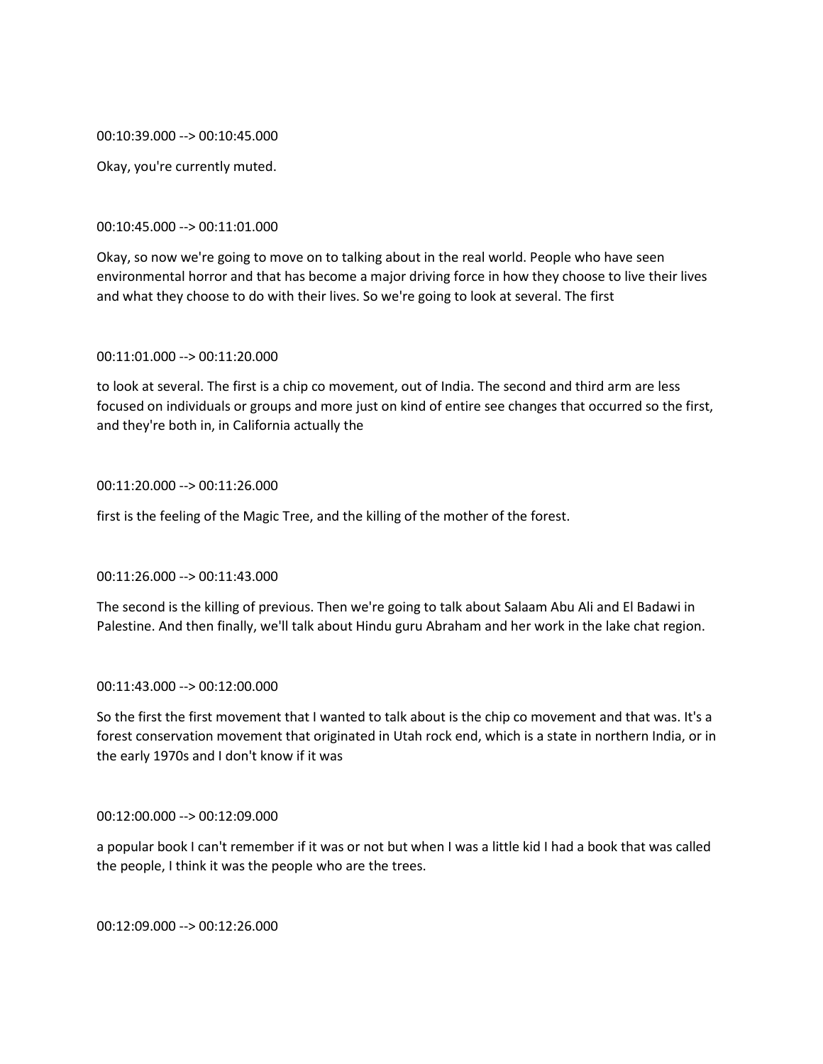00:10:39.000 --> 00:10:45.000

Okay, you're currently muted.

00:10:45.000 --> 00:11:01.000

Okay, so now we're going to move on to talking about in the real world. People who have seen environmental horror and that has become a major driving force in how they choose to live their lives and what they choose to do with their lives. So we're going to look at several. The first

00:11:01.000 --> 00:11:20.000

to look at several. The first is a chip co movement, out of India. The second and third arm are less focused on individuals or groups and more just on kind of entire see changes that occurred so the first, and they're both in, in California actually the

00:11:20.000 --> 00:11:26.000

first is the feeling of the Magic Tree, and the killing of the mother of the forest.

00:11:26.000 --> 00:11:43.000

The second is the killing of previous. Then we're going to talk about Salaam Abu Ali and El Badawi in Palestine. And then finally, we'll talk about Hindu guru Abraham and her work in the lake chat region.

00:11:43.000 --> 00:12:00.000

So the first the first movement that I wanted to talk about is the chip co movement and that was. It's a forest conservation movement that originated in Utah rock end, which is a state in northern India, or in the early 1970s and I don't know if it was

00:12:00.000 --> 00:12:09.000

a popular book I can't remember if it was or not but when I was a little kid I had a book that was called the people, I think it was the people who are the trees.

00:12:09.000 --> 00:12:26.000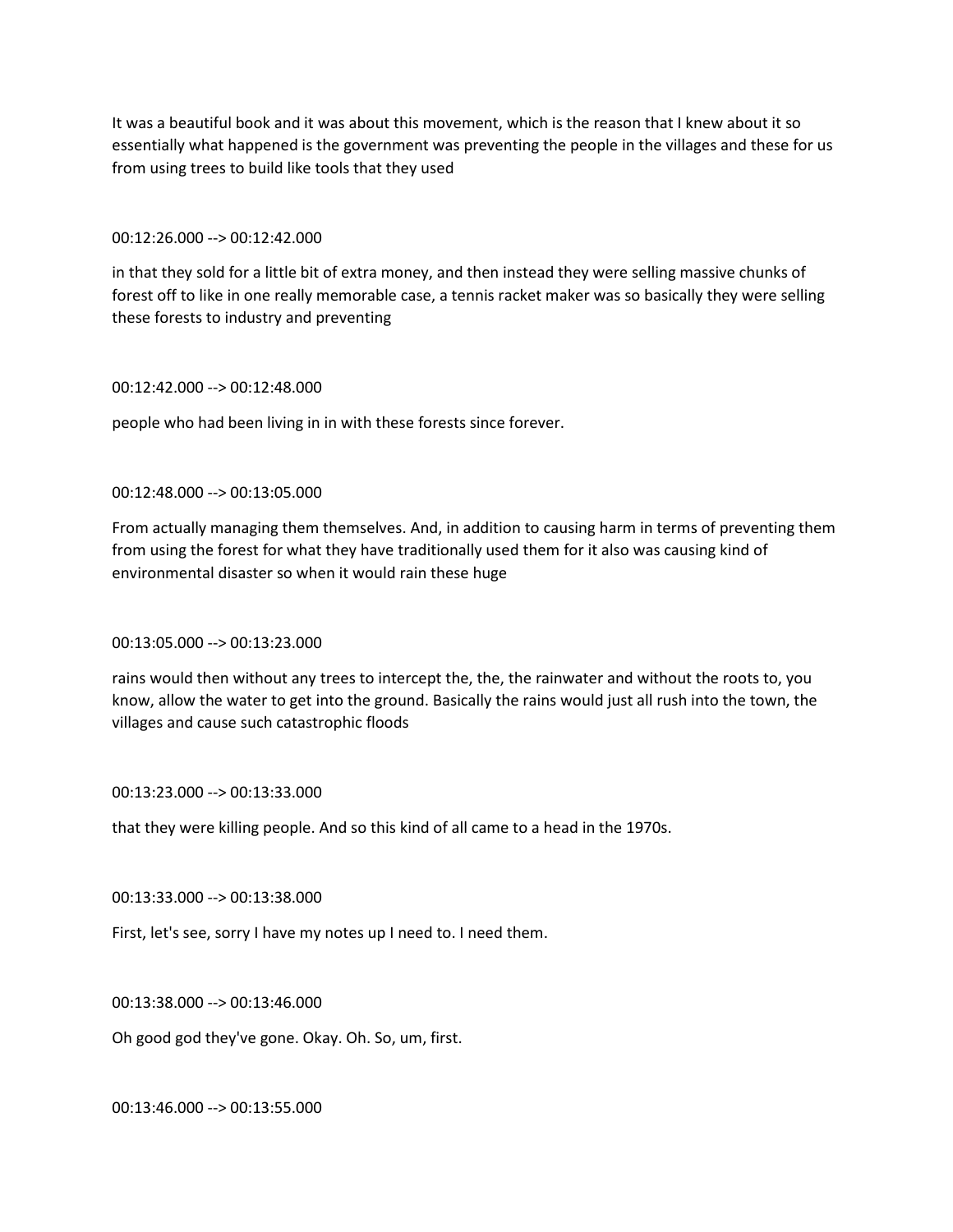It was a beautiful book and it was about this movement, which is the reason that I knew about it so essentially what happened is the government was preventing the people in the villages and these for us from using trees to build like tools that they used

00:12:26.000 --> 00:12:42.000

in that they sold for a little bit of extra money, and then instead they were selling massive chunks of forest off to like in one really memorable case, a tennis racket maker was so basically they were selling these forests to industry and preventing

00:12:42.000 --> 00:12:48.000

people who had been living in in with these forests since forever.

00:12:48.000 --> 00:13:05.000

From actually managing them themselves. And, in addition to causing harm in terms of preventing them from using the forest for what they have traditionally used them for it also was causing kind of environmental disaster so when it would rain these huge

00:13:05.000 --> 00:13:23.000

rains would then without any trees to intercept the, the, the rainwater and without the roots to, you know, allow the water to get into the ground. Basically the rains would just all rush into the town, the villages and cause such catastrophic floods

00:13:23.000 --> 00:13:33.000

that they were killing people. And so this kind of all came to a head in the 1970s.

00:13:33.000 --> 00:13:38.000

First, let's see, sorry I have my notes up I need to. I need them.

00:13:38.000 --> 00:13:46.000

Oh good god they've gone. Okay. Oh. So, um, first.

00:13:46.000 --> 00:13:55.000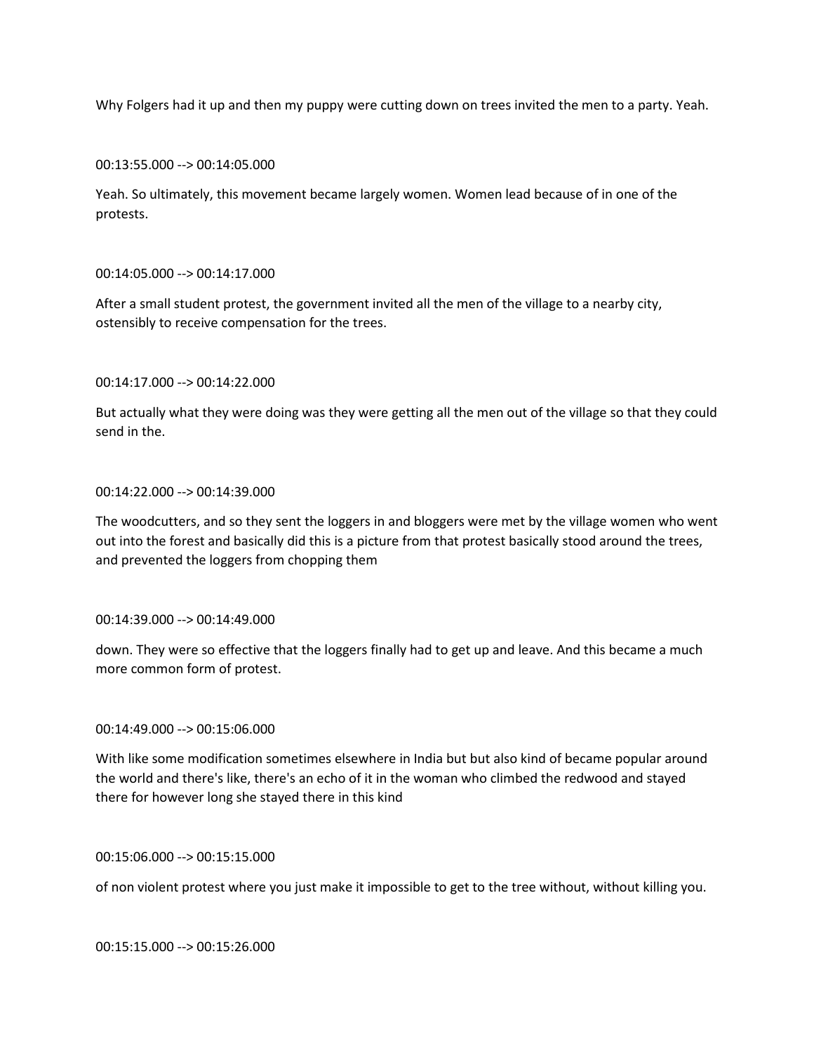Why Folgers had it up and then my puppy were cutting down on trees invited the men to a party. Yeah.

00:13:55.000 --> 00:14:05.000

Yeah. So ultimately, this movement became largely women. Women lead because of in one of the protests.

00:14:05.000 --> 00:14:17.000

After a small student protest, the government invited all the men of the village to a nearby city, ostensibly to receive compensation for the trees.

00:14:17.000 --> 00:14:22.000

But actually what they were doing was they were getting all the men out of the village so that they could send in the.

00:14:22.000 --> 00:14:39.000

The woodcutters, and so they sent the loggers in and bloggers were met by the village women who went out into the forest and basically did this is a picture from that protest basically stood around the trees, and prevented the loggers from chopping them

00:14:39.000 --> 00:14:49.000

down. They were so effective that the loggers finally had to get up and leave. And this became a much more common form of protest.

00:14:49.000 --> 00:15:06.000

With like some modification sometimes elsewhere in India but but also kind of became popular around the world and there's like, there's an echo of it in the woman who climbed the redwood and stayed there for however long she stayed there in this kind

00:15:06.000 --> 00:15:15.000

of non violent protest where you just make it impossible to get to the tree without, without killing you.

00:15:15.000 --> 00:15:26.000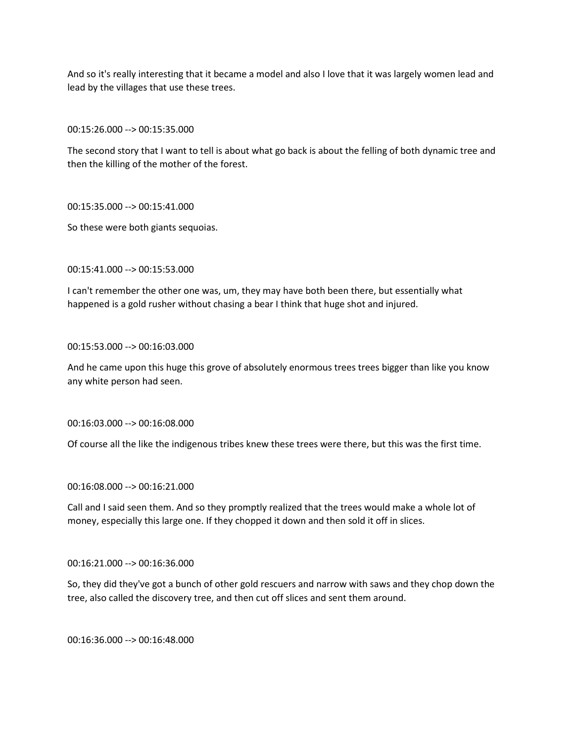And so it's really interesting that it became a model and also I love that it was largely women lead and lead by the villages that use these trees.

00:15:26.000 --> 00:15:35.000

The second story that I want to tell is about what go back is about the felling of both dynamic tree and then the killing of the mother of the forest.

00:15:35.000 --> 00:15:41.000

So these were both giants sequoias.

00:15:41.000 --> 00:15:53.000

I can't remember the other one was, um, they may have both been there, but essentially what happened is a gold rusher without chasing a bear I think that huge shot and injured.

00:15:53.000 --> 00:16:03.000

And he came upon this huge this grove of absolutely enormous trees trees bigger than like you know any white person had seen.

00:16:03.000 --> 00:16:08.000

Of course all the like the indigenous tribes knew these trees were there, but this was the first time.

00:16:08.000 --> 00:16:21.000

Call and I said seen them. And so they promptly realized that the trees would make a whole lot of money, especially this large one. If they chopped it down and then sold it off in slices.

00:16:21.000 --> 00:16:36.000

So, they did they've got a bunch of other gold rescuers and narrow with saws and they chop down the tree, also called the discovery tree, and then cut off slices and sent them around.

00:16:36.000 --> 00:16:48.000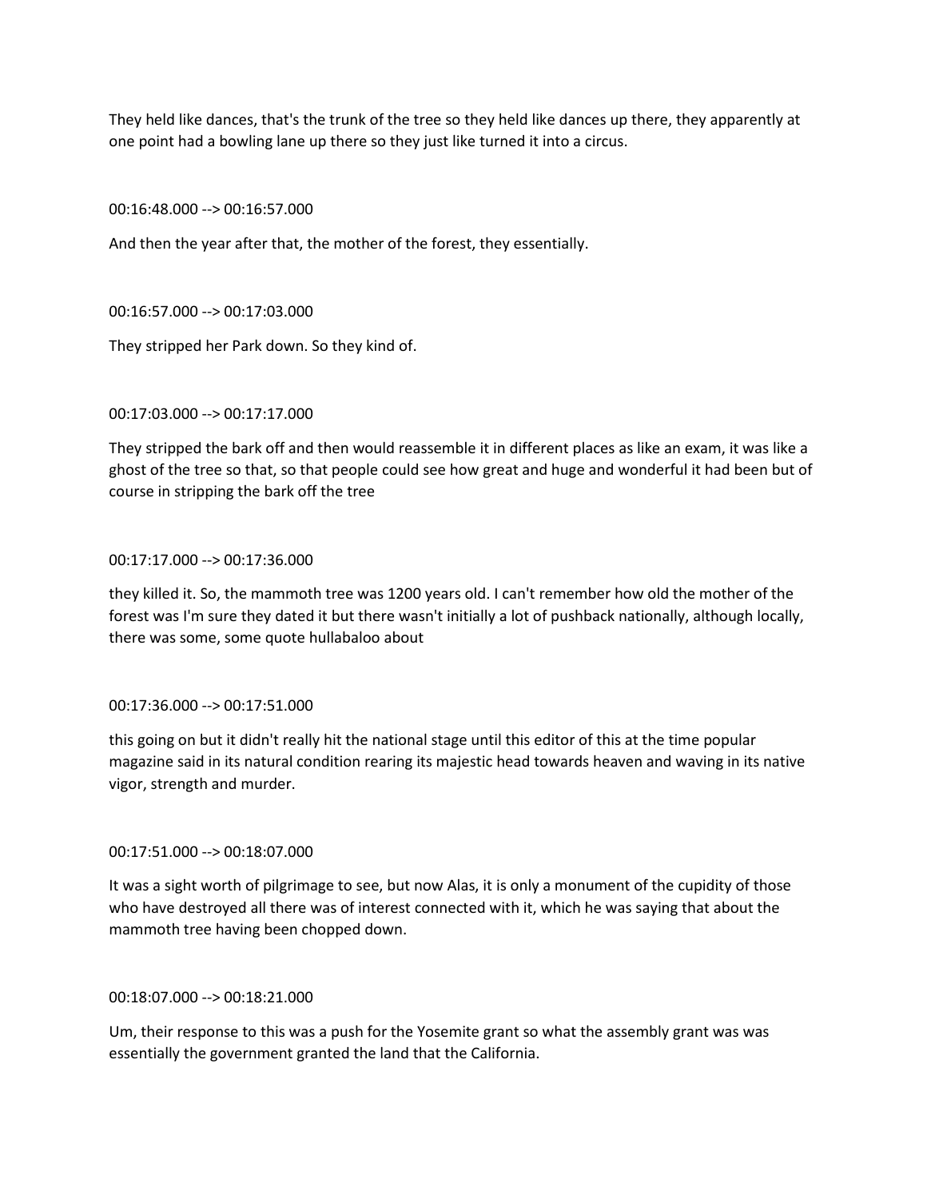They held like dances, that's the trunk of the tree so they held like dances up there, they apparently at one point had a bowling lane up there so they just like turned it into a circus.

00:16:48.000 --> 00:16:57.000

And then the year after that, the mother of the forest, they essentially.

00:16:57.000 --> 00:17:03.000

They stripped her Park down. So they kind of.

00:17:03.000 --> 00:17:17.000

They stripped the bark off and then would reassemble it in different places as like an exam, it was like a ghost of the tree so that, so that people could see how great and huge and wonderful it had been but of course in stripping the bark off the tree

00:17:17.000 --> 00:17:36.000

they killed it. So, the mammoth tree was 1200 years old. I can't remember how old the mother of the forest was I'm sure they dated it but there wasn't initially a lot of pushback nationally, although locally, there was some, some quote hullabaloo about

00:17:36.000 --> 00:17:51.000

this going on but it didn't really hit the national stage until this editor of this at the time popular magazine said in its natural condition rearing its majestic head towards heaven and waving in its native vigor, strength and murder.

00:17:51.000 --> 00:18:07.000

It was a sight worth of pilgrimage to see, but now Alas, it is only a monument of the cupidity of those who have destroyed all there was of interest connected with it, which he was saying that about the mammoth tree having been chopped down.

00:18:07.000 --> 00:18:21.000

Um, their response to this was a push for the Yosemite grant so what the assembly grant was was essentially the government granted the land that the California.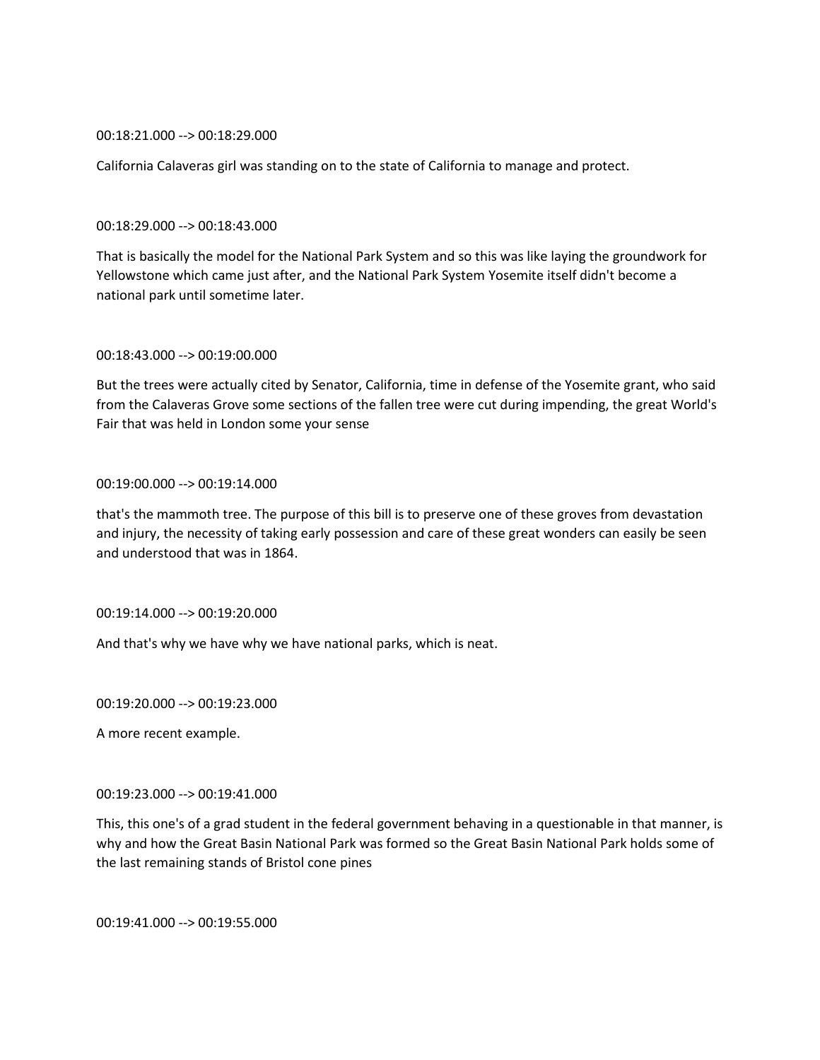00:18:21.000 --> 00:18:29.000

California Calaveras girl was standing on to the state of California to manage and protect.

00:18:29.000 --> 00:18:43.000

That is basically the model for the National Park System and so this was like laying the groundwork for Yellowstone which came just after, and the National Park System Yosemite itself didn't become a national park until sometime later.

00:18:43.000 --> 00:19:00.000

But the trees were actually cited by Senator, California, time in defense of the Yosemite grant, who said from the Calaveras Grove some sections of the fallen tree were cut during impending, the great World's Fair that was held in London some your sense

00:19:00.000 --> 00:19:14.000

that's the mammoth tree. The purpose of this bill is to preserve one of these groves from devastation and injury, the necessity of taking early possession and care of these great wonders can easily be seen and understood that was in 1864.

00:19:14.000 --> 00:19:20.000

And that's why we have why we have national parks, which is neat.

00:19:20.000 --> 00:19:23.000

A more recent example.

00:19:23.000 --> 00:19:41.000

This, this one's of a grad student in the federal government behaving in a questionable in that manner, is why and how the Great Basin National Park was formed so the Great Basin National Park holds some of the last remaining stands of Bristol cone pines

00:19:41.000 --> 00:19:55.000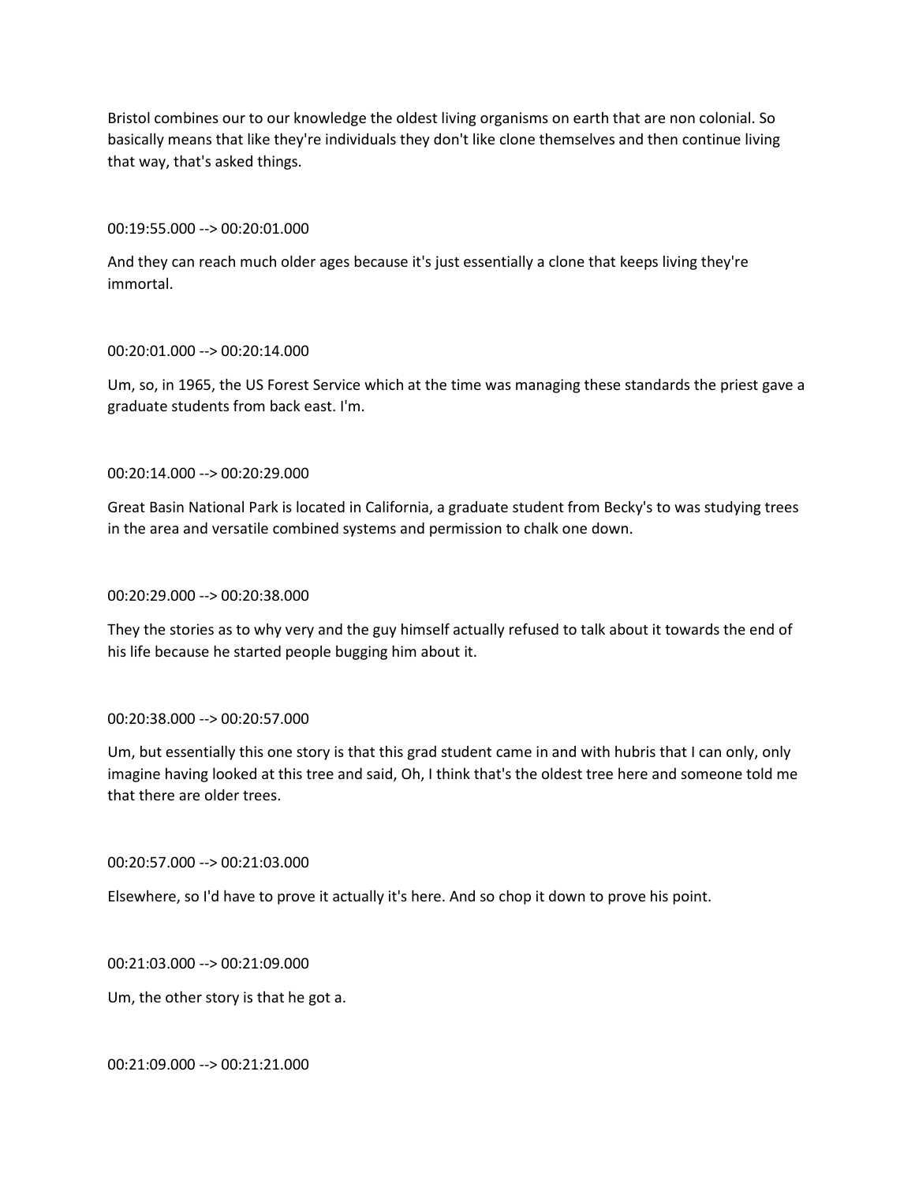Bristol combines our to our knowledge the oldest living organisms on earth that are non colonial. So basically means that like they're individuals they don't like clone themselves and then continue living that way, that's asked things.

00:19:55.000 --> 00:20:01.000

And they can reach much older ages because it's just essentially a clone that keeps living they're immortal.

00:20:01.000 --> 00:20:14.000

Um, so, in 1965, the US Forest Service which at the time was managing these standards the priest gave a graduate students from back east. I'm.

00:20:14.000 --> 00:20:29.000

Great Basin National Park is located in California, a graduate student from Becky's to was studying trees in the area and versatile combined systems and permission to chalk one down.

00:20:29.000 --> 00:20:38.000

They the stories as to why very and the guy himself actually refused to talk about it towards the end of his life because he started people bugging him about it.

00:20:38.000 --> 00:20:57.000

Um, but essentially this one story is that this grad student came in and with hubris that I can only, only imagine having looked at this tree and said, Oh, I think that's the oldest tree here and someone told me that there are older trees.

00:20:57.000 --> 00:21:03.000

Elsewhere, so I'd have to prove it actually it's here. And so chop it down to prove his point.

00:21:03.000 --> 00:21:09.000

Um, the other story is that he got a.

00:21:09.000 --> 00:21:21.000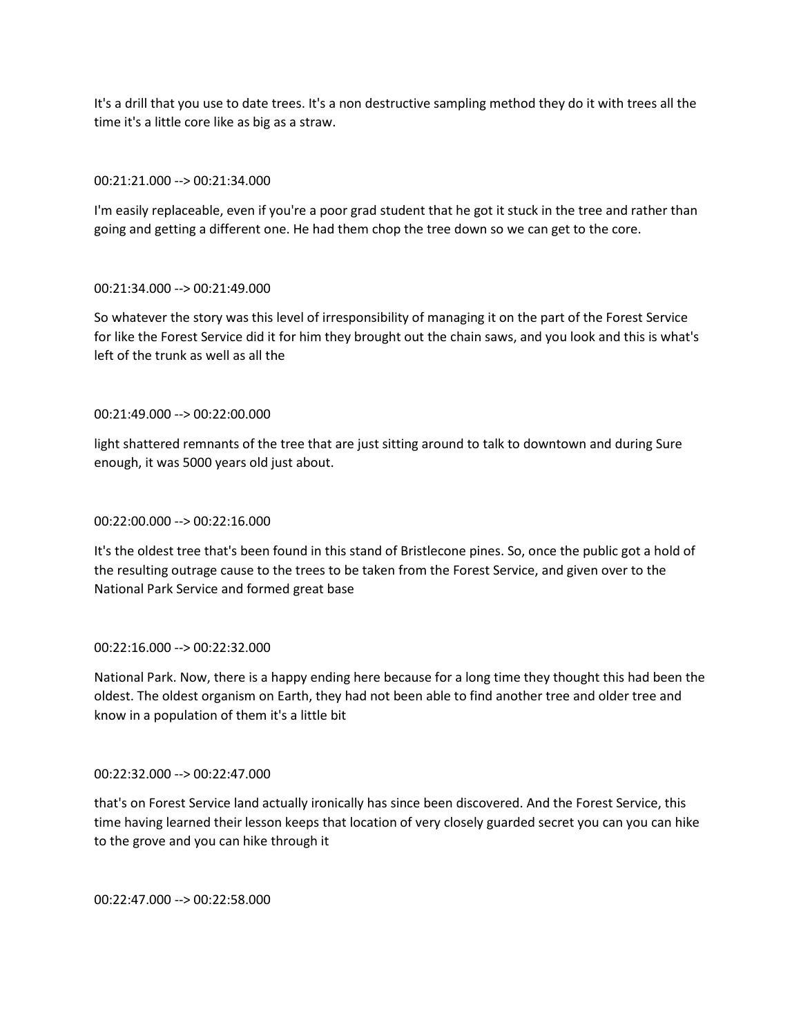It's a drill that you use to date trees. It's a non destructive sampling method they do it with trees all the time it's a little core like as big as a straw.

00:21:21.000 --> 00:21:34.000

I'm easily replaceable, even if you're a poor grad student that he got it stuck in the tree and rather than going and getting a different one. He had them chop the tree down so we can get to the core.

00:21:34.000 --> 00:21:49.000

So whatever the story was this level of irresponsibility of managing it on the part of the Forest Service for like the Forest Service did it for him they brought out the chain saws, and you look and this is what's left of the trunk as well as all the

00:21:49.000 --> 00:22:00.000

light shattered remnants of the tree that are just sitting around to talk to downtown and during Sure enough, it was 5000 years old just about.

00:22:00.000 --> 00:22:16.000

It's the oldest tree that's been found in this stand of Bristlecone pines. So, once the public got a hold of the resulting outrage cause to the trees to be taken from the Forest Service, and given over to the National Park Service and formed great base

00:22:16.000 --> 00:22:32.000

National Park. Now, there is a happy ending here because for a long time they thought this had been the oldest. The oldest organism on Earth, they had not been able to find another tree and older tree and know in a population of them it's a little bit

00:22:32.000 --> 00:22:47.000

that's on Forest Service land actually ironically has since been discovered. And the Forest Service, this time having learned their lesson keeps that location of very closely guarded secret you can you can hike to the grove and you can hike through it

00:22:47.000 --> 00:22:58.000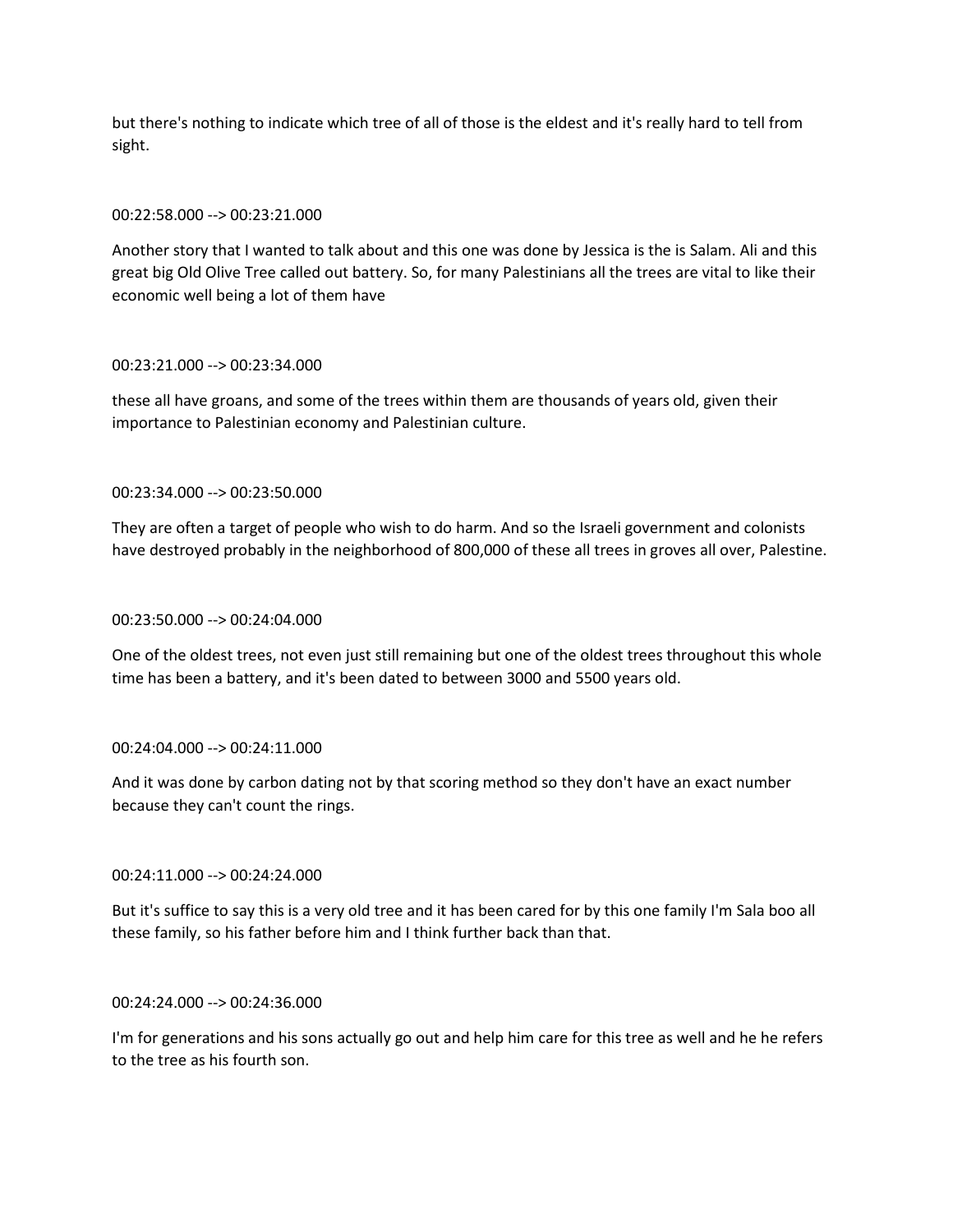but there's nothing to indicate which tree of all of those is the eldest and it's really hard to tell from sight.

00:22:58.000 --> 00:23:21.000

Another story that I wanted to talk about and this one was done by Jessica is the is Salam. Ali and this great big Old Olive Tree called out battery. So, for many Palestinians all the trees are vital to like their economic well being a lot of them have

00:23:21.000 --> 00:23:34.000

these all have groans, and some of the trees within them are thousands of years old, given their importance to Palestinian economy and Palestinian culture.

00:23:34.000 --> 00:23:50.000

They are often a target of people who wish to do harm. And so the Israeli government and colonists have destroyed probably in the neighborhood of 800,000 of these all trees in groves all over, Palestine.

00:23:50.000 --> 00:24:04.000

One of the oldest trees, not even just still remaining but one of the oldest trees throughout this whole time has been a battery, and it's been dated to between 3000 and 5500 years old.

00:24:04.000 --> 00:24:11.000

And it was done by carbon dating not by that scoring method so they don't have an exact number because they can't count the rings.

00:24:11.000 --> 00:24:24.000

But it's suffice to say this is a very old tree and it has been cared for by this one family I'm Sala boo all these family, so his father before him and I think further back than that.

00:24:24.000 --> 00:24:36.000

I'm for generations and his sons actually go out and help him care for this tree as well and he he refers to the tree as his fourth son.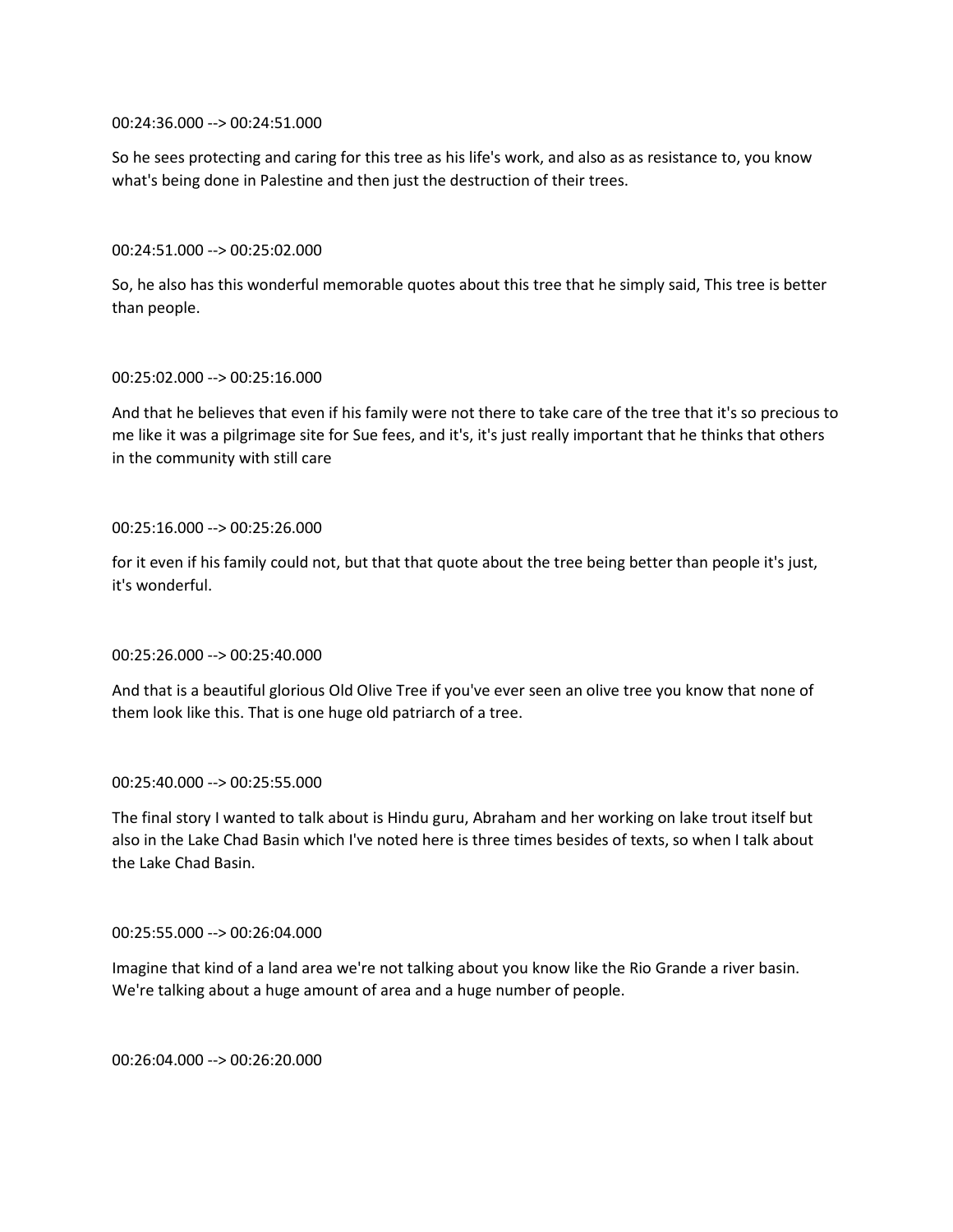00:24:36.000 --> 00:24:51.000

So he sees protecting and caring for this tree as his life's work, and also as as resistance to, you know what's being done in Palestine and then just the destruction of their trees.

00:24:51.000 --> 00:25:02.000

So, he also has this wonderful memorable quotes about this tree that he simply said, This tree is better than people.

00:25:02.000 --> 00:25:16.000

And that he believes that even if his family were not there to take care of the tree that it's so precious to me like it was a pilgrimage site for Sue fees, and it's, it's just really important that he thinks that others in the community with still care

00:25:16.000 --> 00:25:26.000

for it even if his family could not, but that that quote about the tree being better than people it's just, it's wonderful.

00:25:26.000 --> 00:25:40.000

And that is a beautiful glorious Old Olive Tree if you've ever seen an olive tree you know that none of them look like this. That is one huge old patriarch of a tree.

00:25:40.000 --> 00:25:55.000

The final story I wanted to talk about is Hindu guru, Abraham and her working on lake trout itself but also in the Lake Chad Basin which I've noted here is three times besides of texts, so when I talk about the Lake Chad Basin.

00:25:55.000 --> 00:26:04.000

Imagine that kind of a land area we're not talking about you know like the Rio Grande a river basin. We're talking about a huge amount of area and a huge number of people.

00:26:04.000 --> 00:26:20.000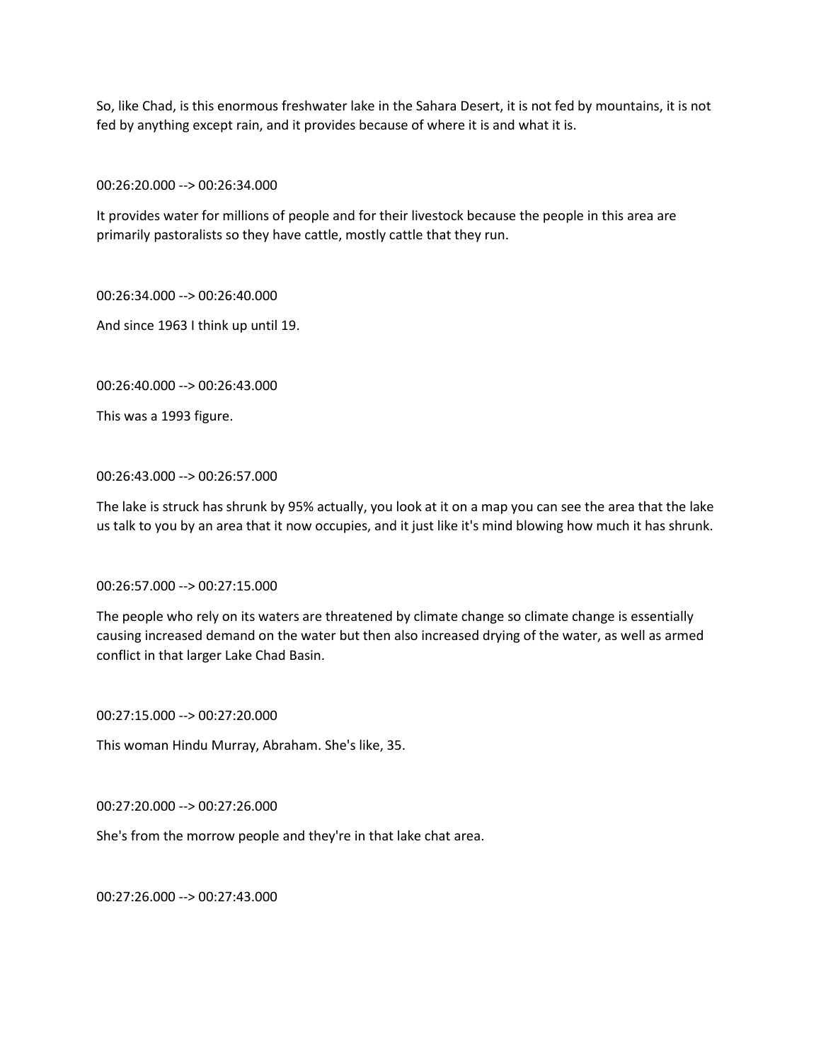So, like Chad, is this enormous freshwater lake in the Sahara Desert, it is not fed by mountains, it is not fed by anything except rain, and it provides because of where it is and what it is.

00:26:20.000 --> 00:26:34.000

It provides water for millions of people and for their livestock because the people in this area are primarily pastoralists so they have cattle, mostly cattle that they run.

00:26:34.000 --> 00:26:40.000

And since 1963 I think up until 19.

00:26:40.000 --> 00:26:43.000

This was a 1993 figure.

00:26:43.000 --> 00:26:57.000

The lake is struck has shrunk by 95% actually, you look at it on a map you can see the area that the lake us talk to you by an area that it now occupies, and it just like it's mind blowing how much it has shrunk.

00:26:57.000 --> 00:27:15.000

The people who rely on its waters are threatened by climate change so climate change is essentially causing increased demand on the water but then also increased drying of the water, as well as armed conflict in that larger Lake Chad Basin.

00:27:15.000 --> 00:27:20.000

This woman Hindu Murray, Abraham. She's like, 35.

00:27:20.000 --> 00:27:26.000

She's from the morrow people and they're in that lake chat area.

00:27:26.000 --> 00:27:43.000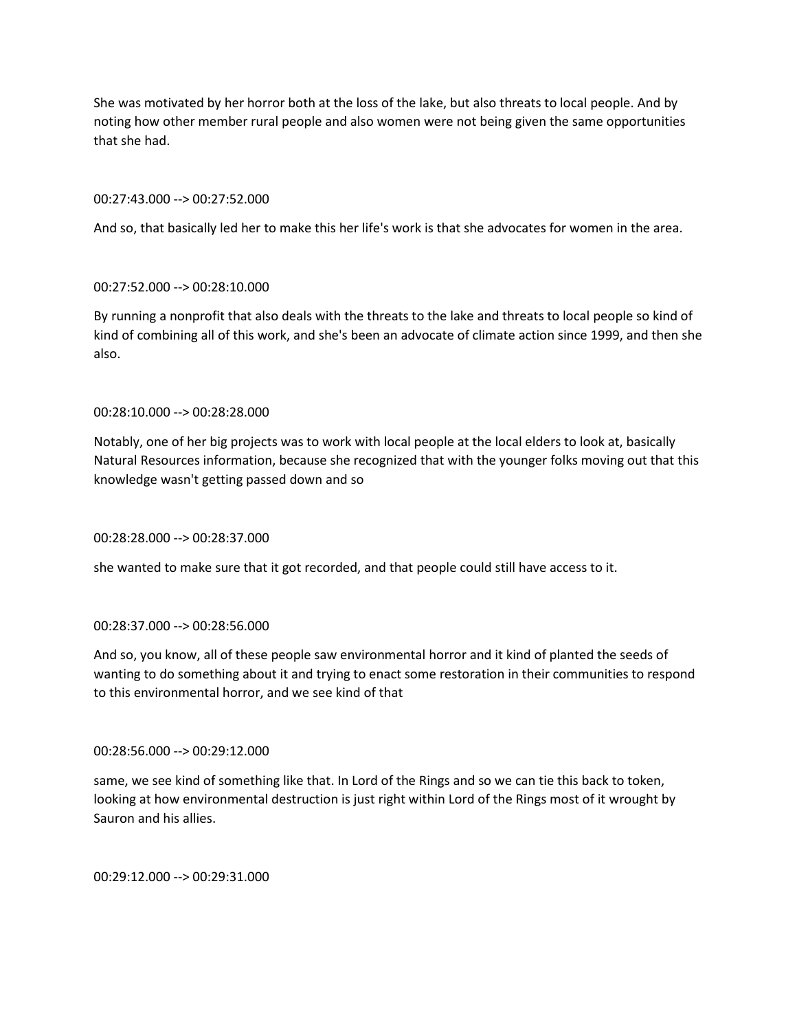She was motivated by her horror both at the loss of the lake, but also threats to local people. And by noting how other member rural people and also women were not being given the same opportunities that she had.

00:27:43.000 --> 00:27:52.000

And so, that basically led her to make this her life's work is that she advocates for women in the area.

00:27:52.000 --> 00:28:10.000

By running a nonprofit that also deals with the threats to the lake and threats to local people so kind of kind of combining all of this work, and she's been an advocate of climate action since 1999, and then she also.

00:28:10.000 --> 00:28:28.000

Notably, one of her big projects was to work with local people at the local elders to look at, basically Natural Resources information, because she recognized that with the younger folks moving out that this knowledge wasn't getting passed down and so

00:28:28.000 --> 00:28:37.000

she wanted to make sure that it got recorded, and that people could still have access to it.

00:28:37.000 --> 00:28:56.000

And so, you know, all of these people saw environmental horror and it kind of planted the seeds of wanting to do something about it and trying to enact some restoration in their communities to respond to this environmental horror, and we see kind of that

00:28:56.000 --> 00:29:12.000

same, we see kind of something like that. In Lord of the Rings and so we can tie this back to token, looking at how environmental destruction is just right within Lord of the Rings most of it wrought by Sauron and his allies.

00:29:12.000 --> 00:29:31.000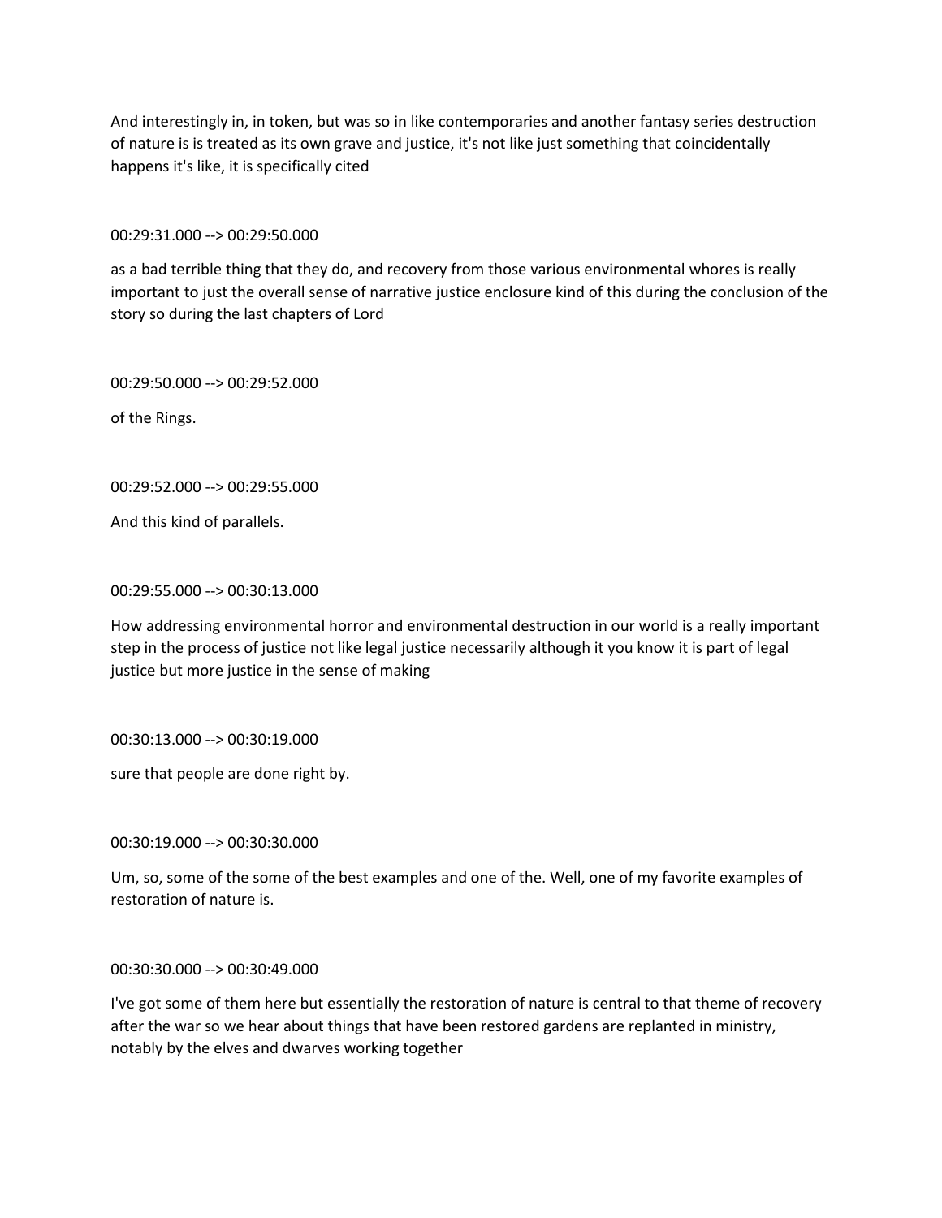And interestingly in, in token, but was so in like contemporaries and another fantasy series destruction of nature is is treated as its own grave and justice, it's not like just something that coincidentally happens it's like, it is specifically cited

00:29:31.000 --> 00:29:50.000

as a bad terrible thing that they do, and recovery from those various environmental whores is really important to just the overall sense of narrative justice enclosure kind of this during the conclusion of the story so during the last chapters of Lord

00:29:50.000 --> 00:29:52.000

of the Rings.

00:29:52.000 --> 00:29:55.000

And this kind of parallels.

00:29:55.000 --> 00:30:13.000

How addressing environmental horror and environmental destruction in our world is a really important step in the process of justice not like legal justice necessarily although it you know it is part of legal justice but more justice in the sense of making

00:30:13.000 --> 00:30:19.000

sure that people are done right by.

00:30:19.000 --> 00:30:30.000

Um, so, some of the some of the best examples and one of the. Well, one of my favorite examples of restoration of nature is.

00:30:30.000 --> 00:30:49.000

I've got some of them here but essentially the restoration of nature is central to that theme of recovery after the war so we hear about things that have been restored gardens are replanted in ministry, notably by the elves and dwarves working together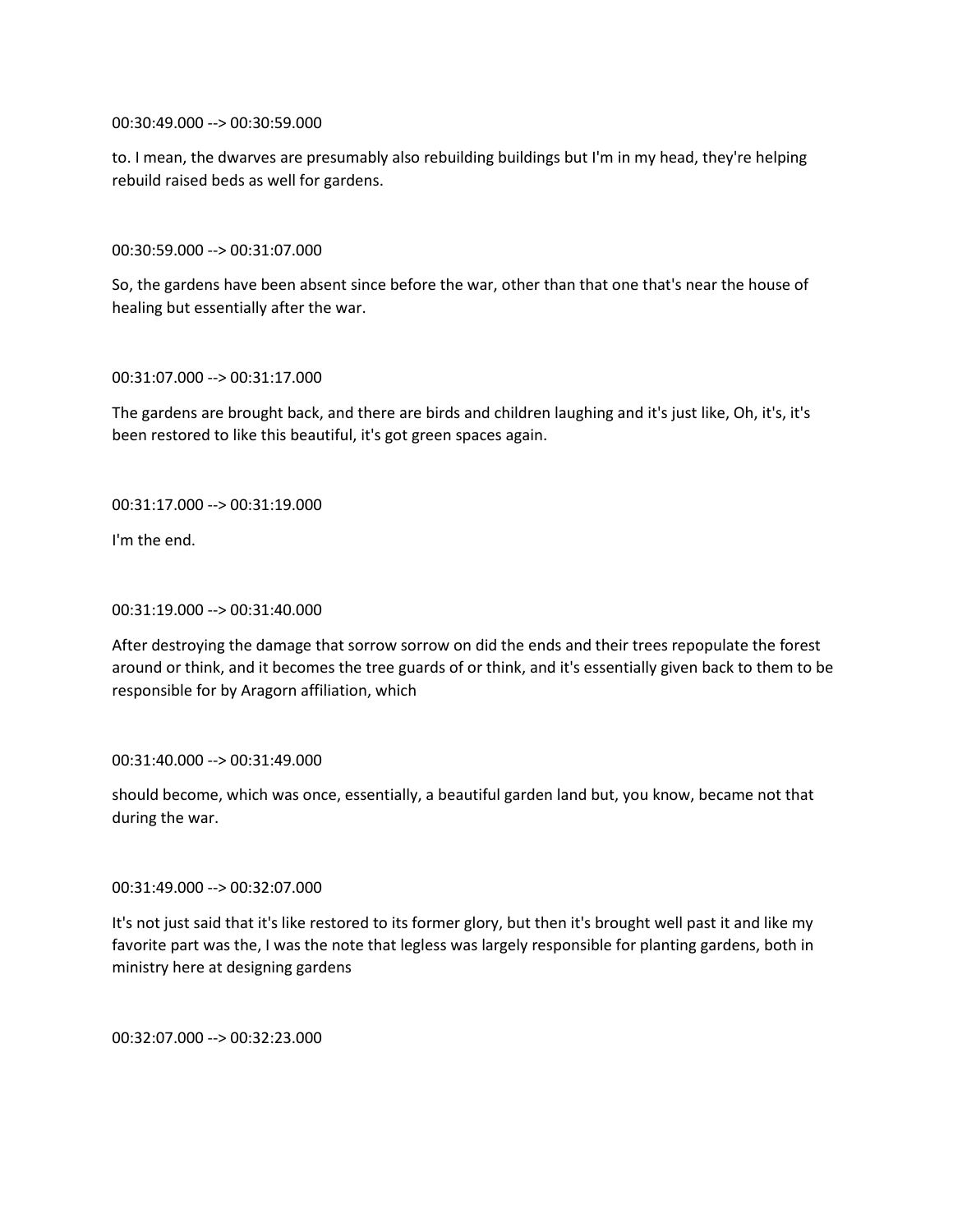00:30:49.000 --> 00:30:59.000

to. I mean, the dwarves are presumably also rebuilding buildings but I'm in my head, they're helping rebuild raised beds as well for gardens.

00:30:59.000 --> 00:31:07.000

So, the gardens have been absent since before the war, other than that one that's near the house of healing but essentially after the war.

00:31:07.000 --> 00:31:17.000

The gardens are brought back, and there are birds and children laughing and it's just like, Oh, it's, it's been restored to like this beautiful, it's got green spaces again.

00:31:17.000 --> 00:31:19.000

I'm the end.

00:31:19.000 --> 00:31:40.000

After destroying the damage that sorrow sorrow on did the ends and their trees repopulate the forest around or think, and it becomes the tree guards of or think, and it's essentially given back to them to be responsible for by Aragorn affiliation, which

00:31:40.000 --> 00:31:49.000

should become, which was once, essentially, a beautiful garden land but, you know, became not that during the war.

00:31:49.000 --> 00:32:07.000

It's not just said that it's like restored to its former glory, but then it's brought well past it and like my favorite part was the, I was the note that legless was largely responsible for planting gardens, both in ministry here at designing gardens

00:32:07.000 --> 00:32:23.000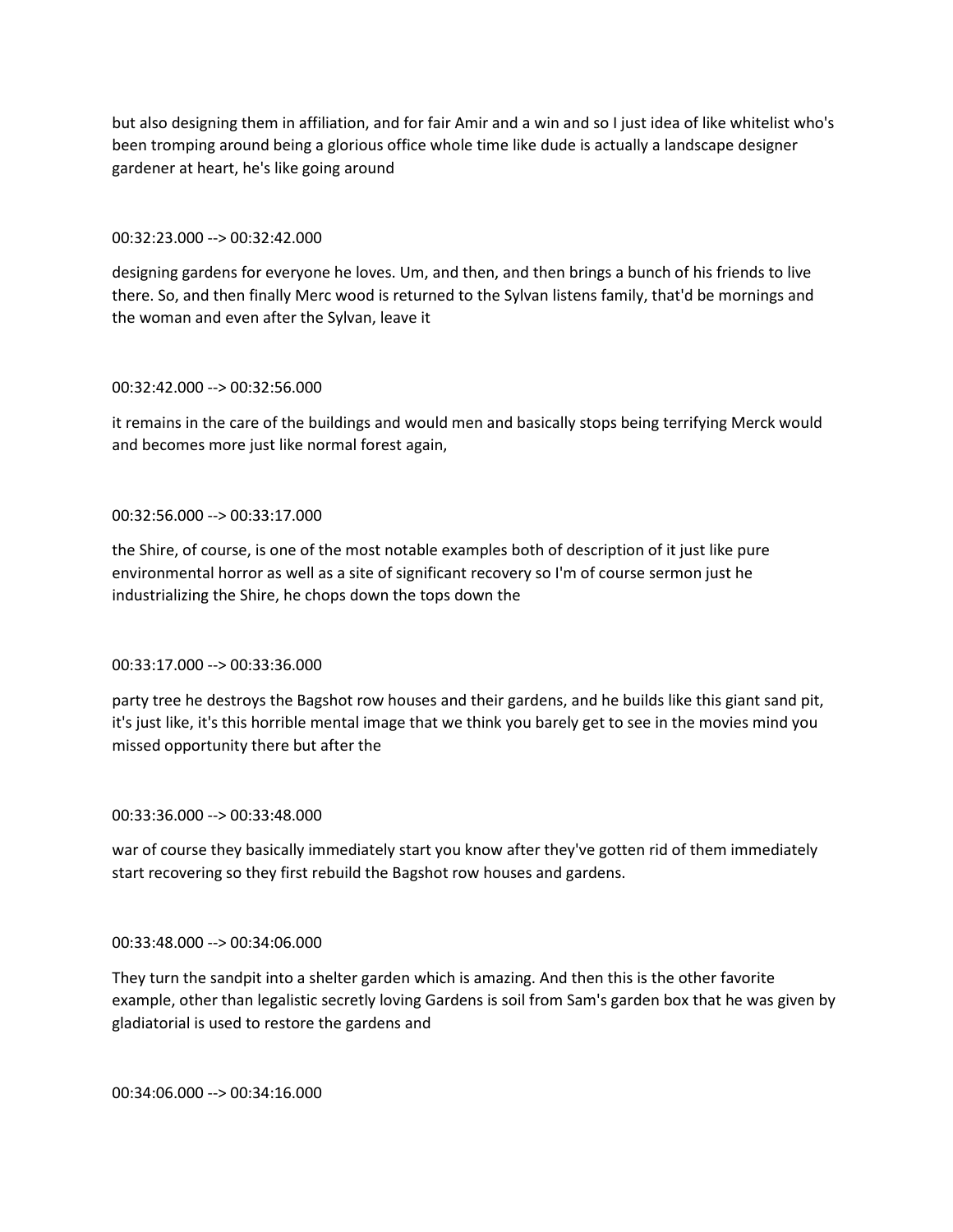but also designing them in affiliation, and for fair Amir and a win and so I just idea of like whitelist who's been tromping around being a glorious office whole time like dude is actually a landscape designer gardener at heart, he's like going around

00:32:23.000 --> 00:32:42.000

designing gardens for everyone he loves. Um, and then, and then brings a bunch of his friends to live there. So, and then finally Merc wood is returned to the Sylvan listens family, that'd be mornings and the woman and even after the Sylvan, leave it

00:32:42.000 --> 00:32:56.000

it remains in the care of the buildings and would men and basically stops being terrifying Merck would and becomes more just like normal forest again,

00:32:56.000 --> 00:33:17.000

the Shire, of course, is one of the most notable examples both of description of it just like pure environmental horror as well as a site of significant recovery so I'm of course sermon just he industrializing the Shire, he chops down the tops down the

00:33:17.000 --> 00:33:36.000

party tree he destroys the Bagshot row houses and their gardens, and he builds like this giant sand pit, it's just like, it's this horrible mental image that we think you barely get to see in the movies mind you missed opportunity there but after the

00:33:36.000 --> 00:33:48.000

war of course they basically immediately start you know after they've gotten rid of them immediately start recovering so they first rebuild the Bagshot row houses and gardens.

00:33:48.000 --> 00:34:06.000

They turn the sandpit into a shelter garden which is amazing. And then this is the other favorite example, other than legalistic secretly loving Gardens is soil from Sam's garden box that he was given by gladiatorial is used to restore the gardens and

00:34:06.000 --> 00:34:16.000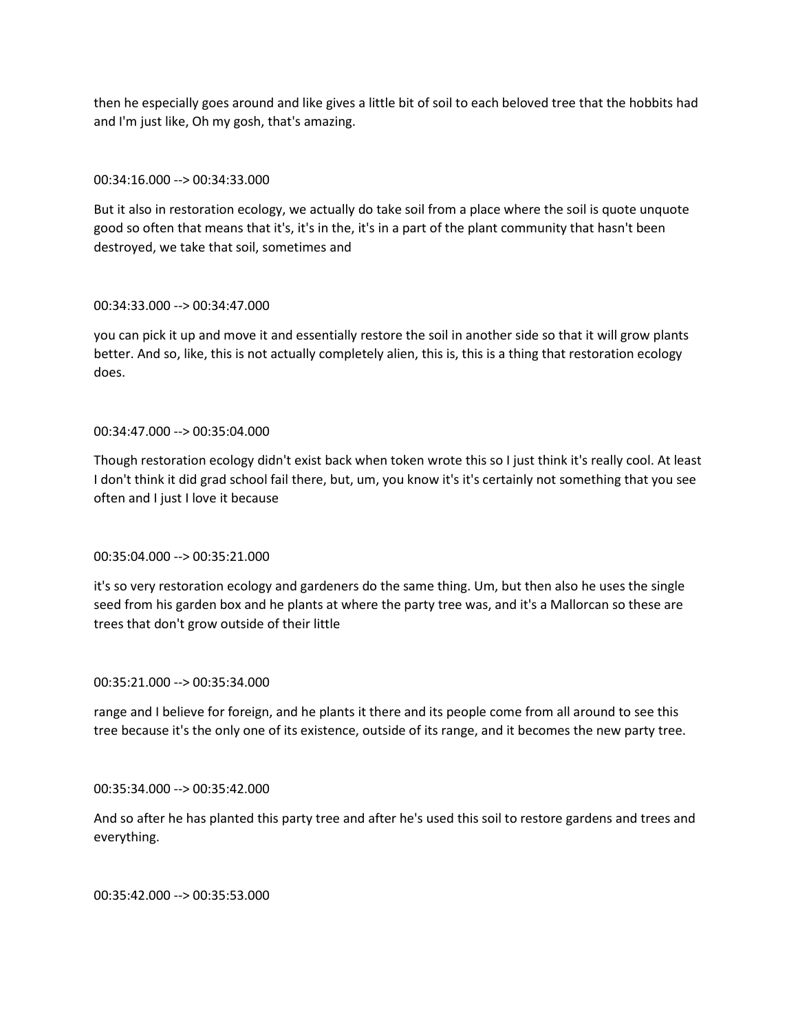then he especially goes around and like gives a little bit of soil to each beloved tree that the hobbits had and I'm just like, Oh my gosh, that's amazing.

00:34:16.000 --> 00:34:33.000

But it also in restoration ecology, we actually do take soil from a place where the soil is quote unquote good so often that means that it's, it's in the, it's in a part of the plant community that hasn't been destroyed, we take that soil, sometimes and

00:34:33.000 --> 00:34:47.000

you can pick it up and move it and essentially restore the soil in another side so that it will grow plants better. And so, like, this is not actually completely alien, this is, this is a thing that restoration ecology does.

00:34:47.000 --> 00:35:04.000

Though restoration ecology didn't exist back when token wrote this so I just think it's really cool. At least I don't think it did grad school fail there, but, um, you know it's it's certainly not something that you see often and I just I love it because

00:35:04.000 --> 00:35:21.000

it's so very restoration ecology and gardeners do the same thing. Um, but then also he uses the single seed from his garden box and he plants at where the party tree was, and it's a Mallorcan so these are trees that don't grow outside of their little

00:35:21.000 --> 00:35:34.000

range and I believe for foreign, and he plants it there and its people come from all around to see this tree because it's the only one of its existence, outside of its range, and it becomes the new party tree.

00:35:34.000 --> 00:35:42.000

And so after he has planted this party tree and after he's used this soil to restore gardens and trees and everything.

00:35:42.000 --> 00:35:53.000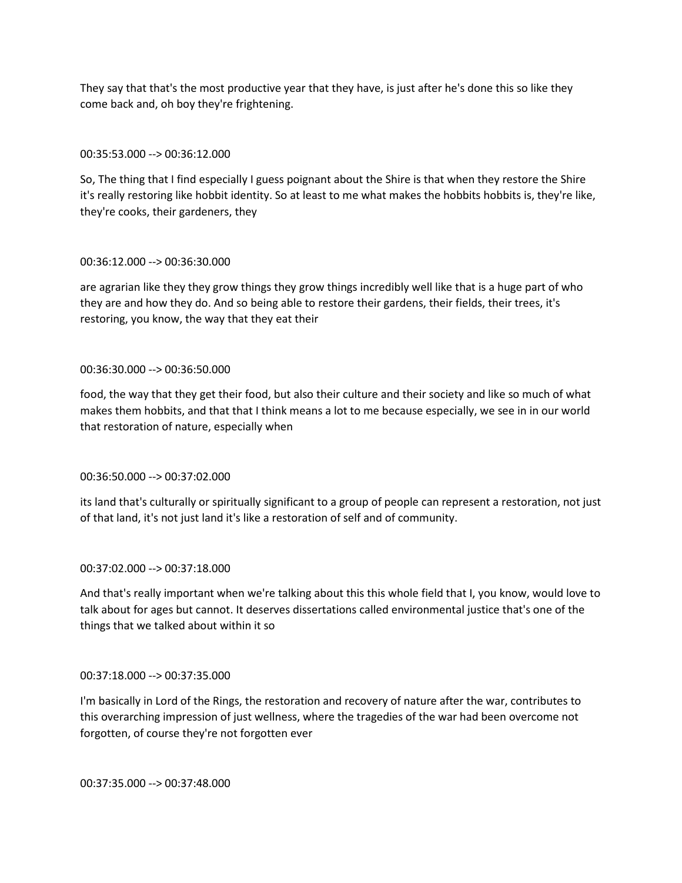They say that that's the most productive year that they have, is just after he's done this so like they come back and, oh boy they're frightening.

00:35:53.000 --> 00:36:12.000

So, The thing that I find especially I guess poignant about the Shire is that when they restore the Shire it's really restoring like hobbit identity. So at least to me what makes the hobbits hobbits is, they're like, they're cooks, their gardeners, they

00:36:12.000 --> 00:36:30.000

are agrarian like they they grow things they grow things incredibly well like that is a huge part of who they are and how they do. And so being able to restore their gardens, their fields, their trees, it's restoring, you know, the way that they eat their

00:36:30.000 --> 00:36:50.000

food, the way that they get their food, but also their culture and their society and like so much of what makes them hobbits, and that that I think means a lot to me because especially, we see in in our world that restoration of nature, especially when

00:36:50.000 --> 00:37:02.000

its land that's culturally or spiritually significant to a group of people can represent a restoration, not just of that land, it's not just land it's like a restoration of self and of community.

00:37:02.000 --> 00:37:18.000

And that's really important when we're talking about this this whole field that I, you know, would love to talk about for ages but cannot. It deserves dissertations called environmental justice that's one of the things that we talked about within it so

00:37:18.000 --> 00:37:35.000

I'm basically in Lord of the Rings, the restoration and recovery of nature after the war, contributes to this overarching impression of just wellness, where the tragedies of the war had been overcome not forgotten, of course they're not forgotten ever

00:37:35.000 --> 00:37:48.000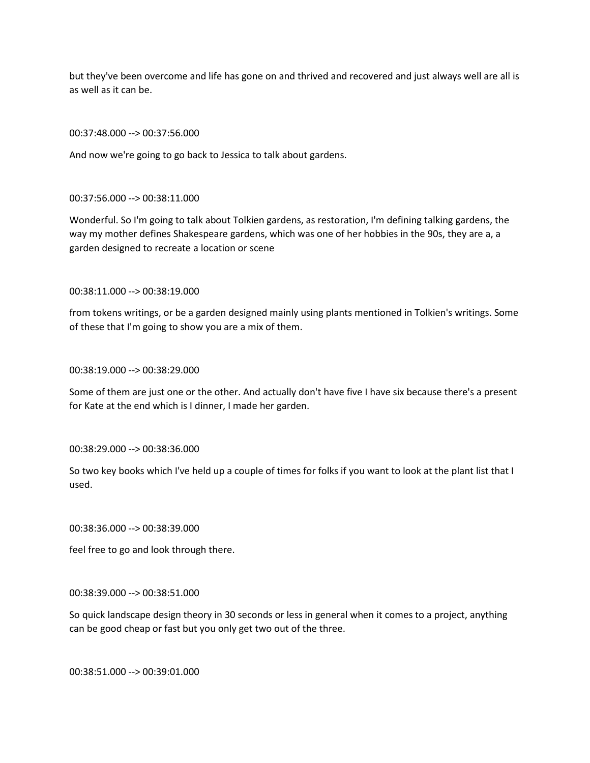but they've been overcome and life has gone on and thrived and recovered and just always well are all is as well as it can be.

00:37:48.000 --> 00:37:56.000

And now we're going to go back to Jessica to talk about gardens.

00:37:56.000 --> 00:38:11.000

Wonderful. So I'm going to talk about Tolkien gardens, as restoration, I'm defining talking gardens, the way my mother defines Shakespeare gardens, which was one of her hobbies in the 90s, they are a, a garden designed to recreate a location or scene

00:38:11.000 --> 00:38:19.000

from tokens writings, or be a garden designed mainly using plants mentioned in Tolkien's writings. Some of these that I'm going to show you are a mix of them.

00:38:19.000 --> 00:38:29.000

Some of them are just one or the other. And actually don't have five I have six because there's a present for Kate at the end which is I dinner, I made her garden.

00:38:29.000 --> 00:38:36.000

So two key books which I've held up a couple of times for folks if you want to look at the plant list that I used.

00:38:36.000 --> 00:38:39.000

feel free to go and look through there.

00:38:39.000 --> 00:38:51.000

So quick landscape design theory in 30 seconds or less in general when it comes to a project, anything can be good cheap or fast but you only get two out of the three.

00:38:51.000 --> 00:39:01.000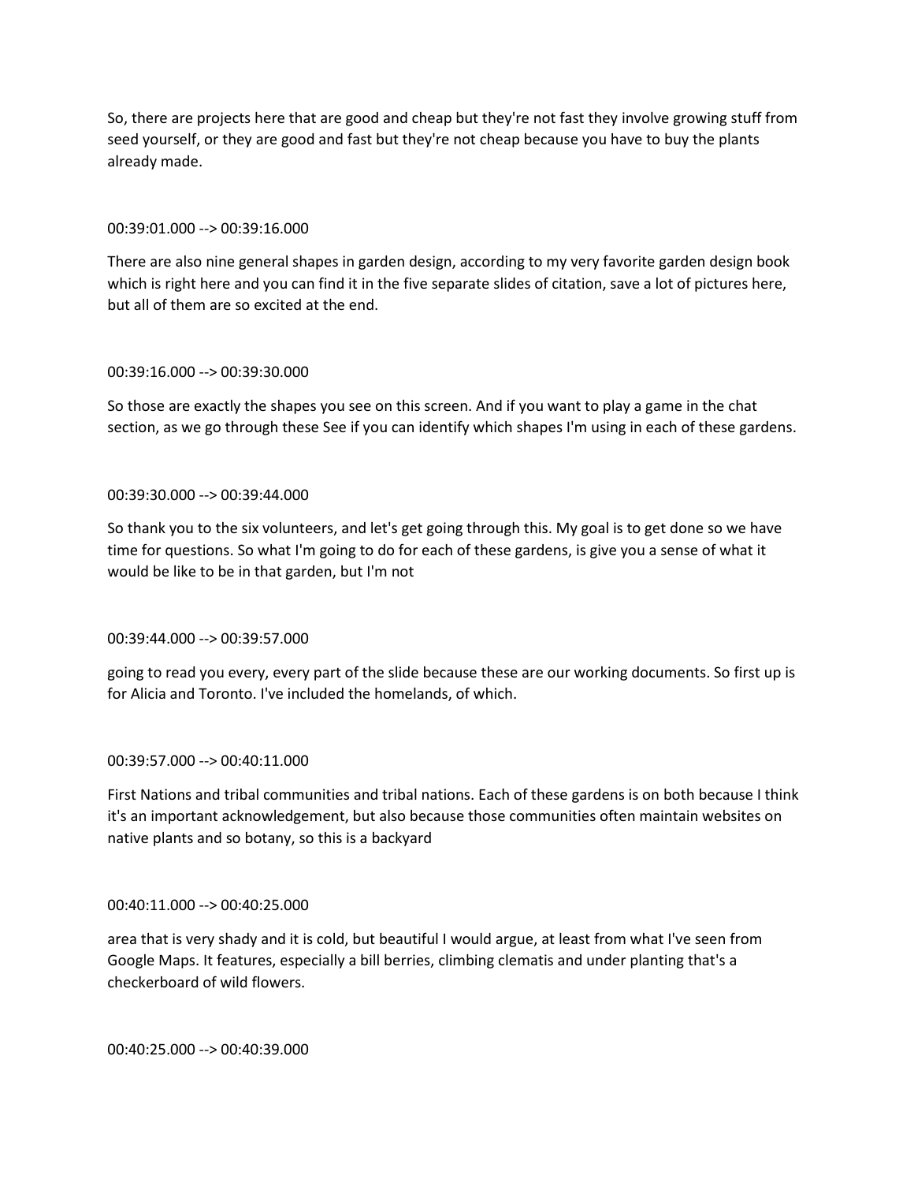So, there are projects here that are good and cheap but they're not fast they involve growing stuff from seed yourself, or they are good and fast but they're not cheap because you have to buy the plants already made.

00:39:01.000 --> 00:39:16.000

There are also nine general shapes in garden design, according to my very favorite garden design book which is right here and you can find it in the five separate slides of citation, save a lot of pictures here, but all of them are so excited at the end.

00:39:16.000 --> 00:39:30.000

So those are exactly the shapes you see on this screen. And if you want to play a game in the chat section, as we go through these See if you can identify which shapes I'm using in each of these gardens.

00:39:30.000 --> 00:39:44.000

So thank you to the six volunteers, and let's get going through this. My goal is to get done so we have time for questions. So what I'm going to do for each of these gardens, is give you a sense of what it would be like to be in that garden, but I'm not

00:39:44.000 --> 00:39:57.000

going to read you every, every part of the slide because these are our working documents. So first up is for Alicia and Toronto. I've included the homelands, of which.

00:39:57.000 --> 00:40:11.000

First Nations and tribal communities and tribal nations. Each of these gardens is on both because I think it's an important acknowledgement, but also because those communities often maintain websites on native plants and so botany, so this is a backyard

00:40:11.000 --> 00:40:25.000

area that is very shady and it is cold, but beautiful I would argue, at least from what I've seen from Google Maps. It features, especially a bill berries, climbing clematis and under planting that's a checkerboard of wild flowers.

00:40:25.000 --> 00:40:39.000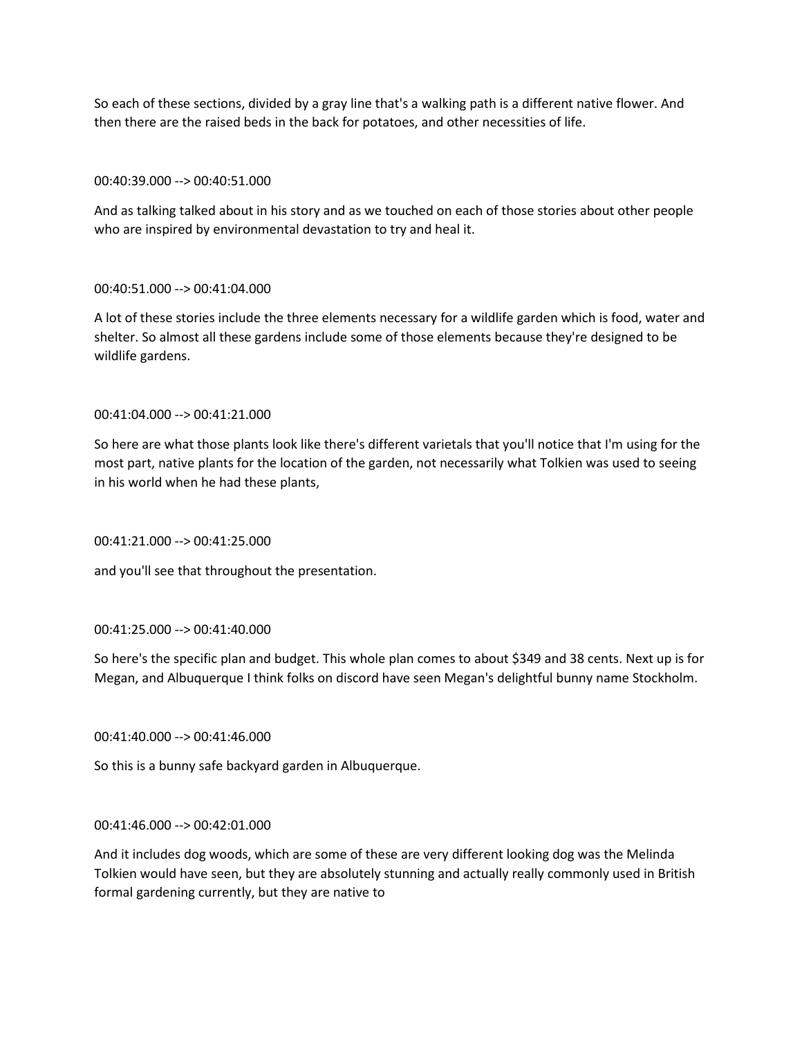So each of these sections, divided by a gray line that's a walking path is a different native flower. And then there are the raised beds in the back for potatoes, and other necessities of life.

00:40:39.000 --> 00:40:51.000

And as talking talked about in his story and as we touched on each of those stories about other people who are inspired by environmental devastation to try and heal it.

00:40:51.000 --> 00:41:04.000

A lot of these stories include the three elements necessary for a wildlife garden which is food, water and shelter. So almost all these gardens include some of those elements because they're designed to be wildlife gardens.

00:41:04.000 --> 00:41:21.000

So here are what those plants look like there's different varietals that you'll notice that I'm using for the most part, native plants for the location of the garden, not necessarily what Tolkien was used to seeing in his world when he had these plants,

00:41:21.000 --> 00:41:25.000

and you'll see that throughout the presentation.

00:41:25.000 --> 00:41:40.000

So here's the specific plan and budget. This whole plan comes to about $349 and 38 cents. Next up is for Megan, and Albuquerque I think folks on discord have seen Megan's delightful bunny name Stockholm.

00:41:40.000 --> 00:41:46.000

So this is a bunny safe backyard garden in Albuquerque.

00:41:46.000 --> 00:42:01.000

And it includes dog woods, which are some of these are very different looking dog was the Melinda Tolkien would have seen, but they are absolutely stunning and actually really commonly used in British formal gardening currently, but they are native to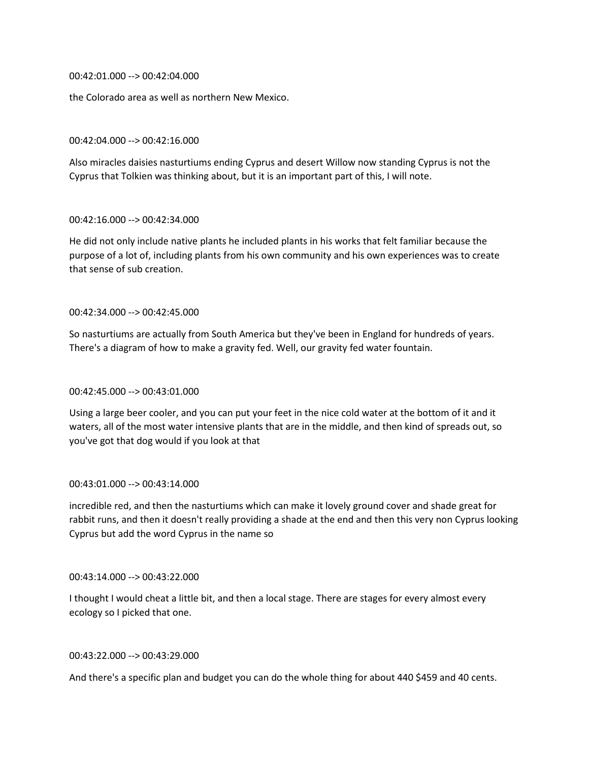00:42:01.000 --> 00:42:04.000

the Colorado area as well as northern New Mexico.

00:42:04.000 --> 00:42:16.000

Also miracles daisies nasturtiums ending Cyprus and desert Willow now standing Cyprus is not the Cyprus that Tolkien was thinking about, but it is an important part of this, I will note.

00:42:16.000 --> 00:42:34.000

He did not only include native plants he included plants in his works that felt familiar because the purpose of a lot of, including plants from his own community and his own experiences was to create that sense of sub creation.

00:42:34.000 --> 00:42:45.000

So nasturtiums are actually from South America but they've been in England for hundreds of years. There's a diagram of how to make a gravity fed. Well, our gravity fed water fountain.

00:42:45.000 --> 00:43:01.000

Using a large beer cooler, and you can put your feet in the nice cold water at the bottom of it and it waters, all of the most water intensive plants that are in the middle, and then kind of spreads out, so you've got that dog would if you look at that

00:43:01.000 --> 00:43:14.000

incredible red, and then the nasturtiums which can make it lovely ground cover and shade great for rabbit runs, and then it doesn't really providing a shade at the end and then this very non Cyprus looking Cyprus but add the word Cyprus in the name so

00:43:14.000 --> 00:43:22.000

I thought I would cheat a little bit, and then a local stage. There are stages for every almost every ecology so I picked that one.

00:43:22.000 --> 00:43:29.000

And there's a specific plan and budget you can do the whole thing for about 440 $459 and 40 cents.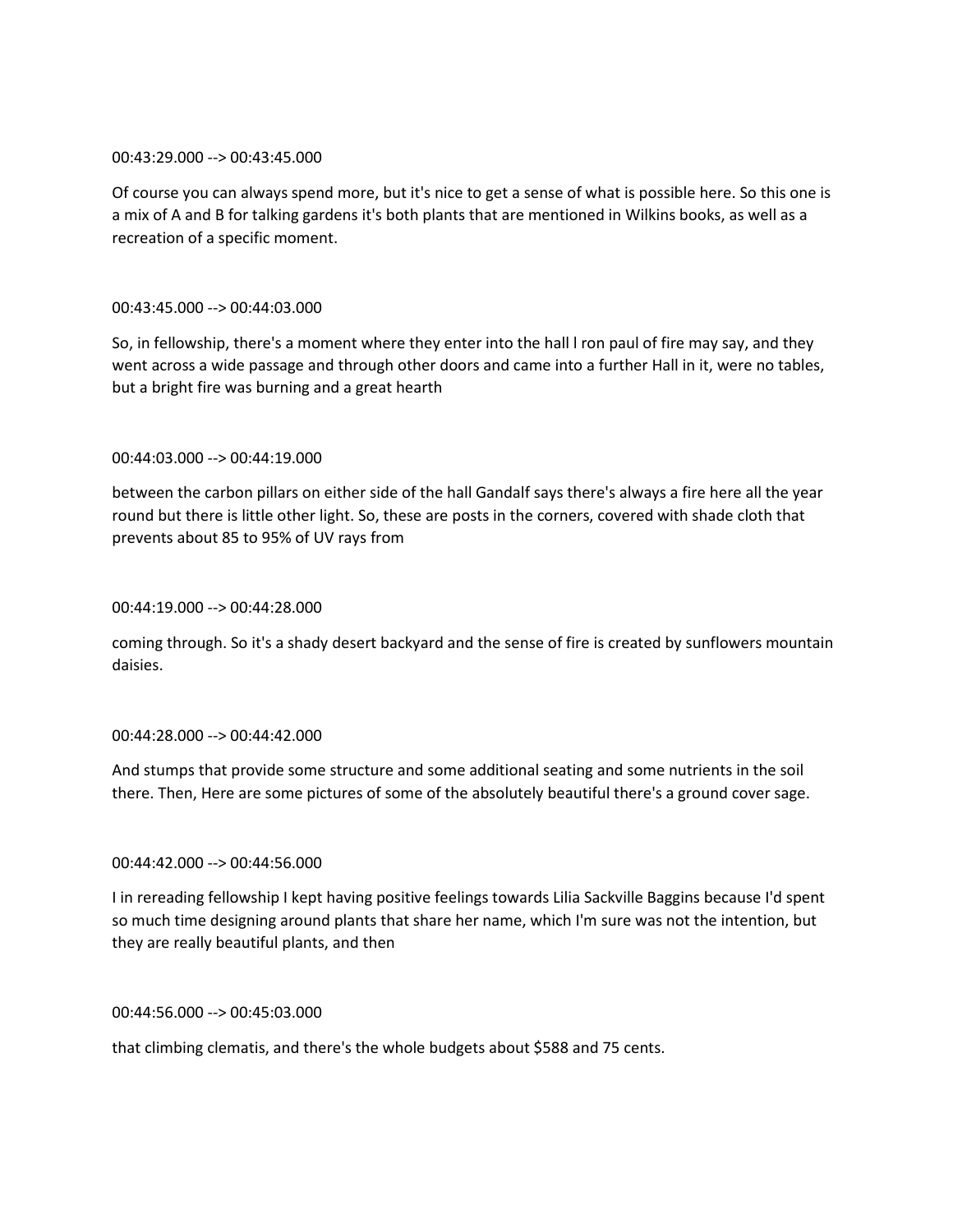00:43:29.000 --> 00:43:45.000

Of course you can always spend more, but it's nice to get a sense of what is possible here. So this one is a mix of A and B for talking gardens it's both plants that are mentioned in Wilkins books, as well as a recreation of a specific moment.

00:43:45.000 --> 00:44:03.000

So, in fellowship, there's a moment where they enter into the hall l ron paul of fire may say, and they went across a wide passage and through other doors and came into a further Hall in it, were no tables, but a bright fire was burning and a great hearth

00:44:03.000 --> 00:44:19.000

between the carbon pillars on either side of the hall Gandalf says there's always a fire here all the year round but there is little other light. So, these are posts in the corners, covered with shade cloth that prevents about 85 to 95% of UV rays from

00:44:19.000 --> 00:44:28.000

coming through. So it's a shady desert backyard and the sense of fire is created by sunflowers mountain daisies.

00:44:28.000 --> 00:44:42.000

And stumps that provide some structure and some additional seating and some nutrients in the soil there. Then, Here are some pictures of some of the absolutely beautiful there's a ground cover sage.

00:44:42.000 --> 00:44:56.000

I in rereading fellowship I kept having positive feelings towards Lilia Sackville Baggins because I'd spent so much time designing around plants that share her name, which I'm sure was not the intention, but they are really beautiful plants, and then

00:44:56.000 --> 00:45:03.000

that climbing clematis, and there's the whole budgets about $588 and 75 cents.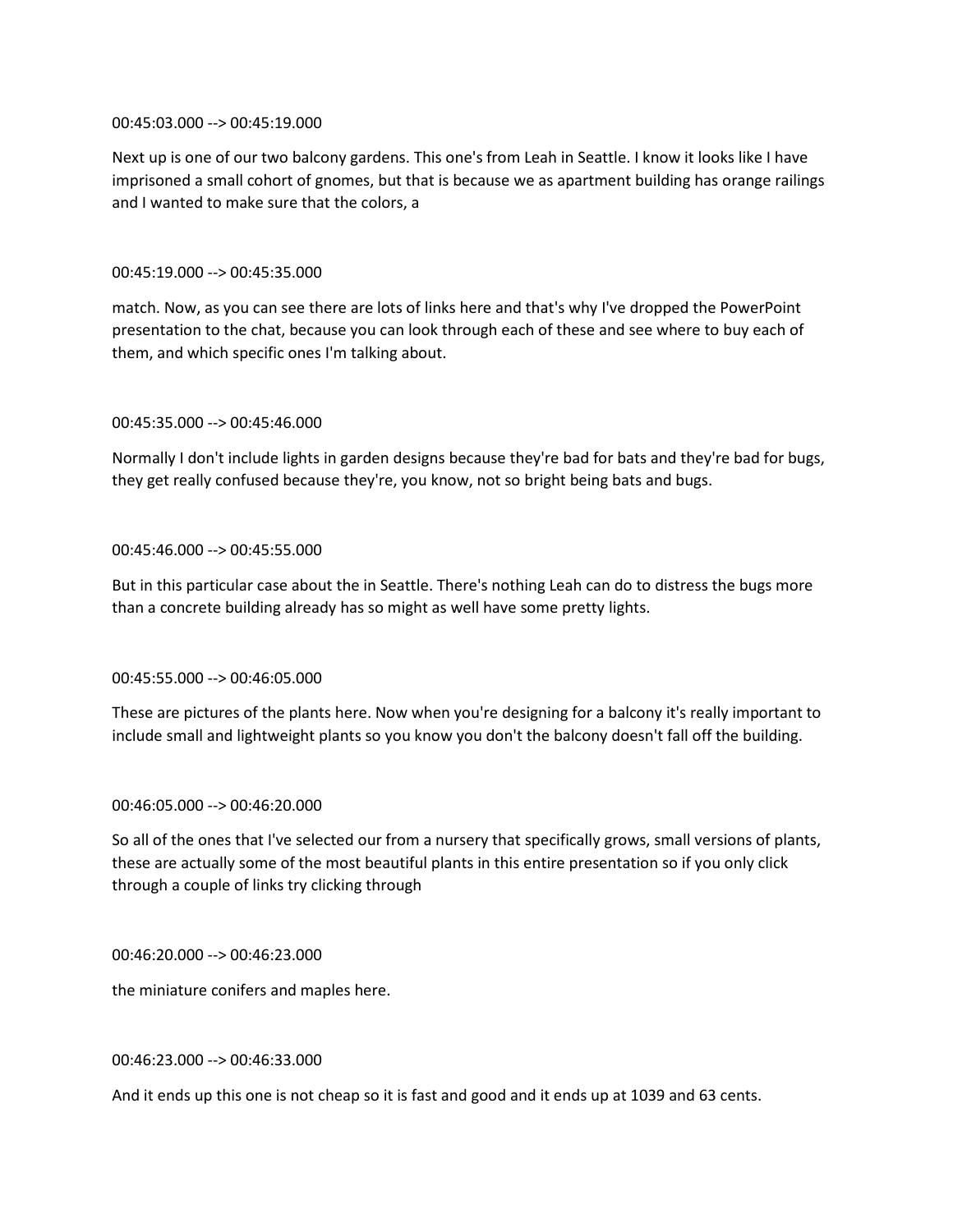00:45:03.000 --> 00:45:19.000

Next up is one of our two balcony gardens. This one's from Leah in Seattle. I know it looks like I have imprisoned a small cohort of gnomes, but that is because we as apartment building has orange railings and I wanted to make sure that the colors, a

00:45:19.000 --> 00:45:35.000

match. Now, as you can see there are lots of links here and that's why I've dropped the PowerPoint presentation to the chat, because you can look through each of these and see where to buy each of them, and which specific ones I'm talking about.

00:45:35.000 --> 00:45:46.000

Normally I don't include lights in garden designs because they're bad for bats and they're bad for bugs, they get really confused because they're, you know, not so bright being bats and bugs.

00:45:46.000 --> 00:45:55.000

But in this particular case about the in Seattle. There's nothing Leah can do to distress the bugs more than a concrete building already has so might as well have some pretty lights.

00:45:55.000 --> 00:46:05.000

These are pictures of the plants here. Now when you're designing for a balcony it's really important to include small and lightweight plants so you know you don't the balcony doesn't fall off the building.

00:46:05.000 --> 00:46:20.000

So all of the ones that I've selected our from a nursery that specifically grows, small versions of plants, these are actually some of the most beautiful plants in this entire presentation so if you only click through a couple of links try clicking through

00:46:20.000 --> 00:46:23.000

the miniature conifers and maples here.

00:46:23.000 --> 00:46:33.000

And it ends up this one is not cheap so it is fast and good and it ends up at 1039 and 63 cents.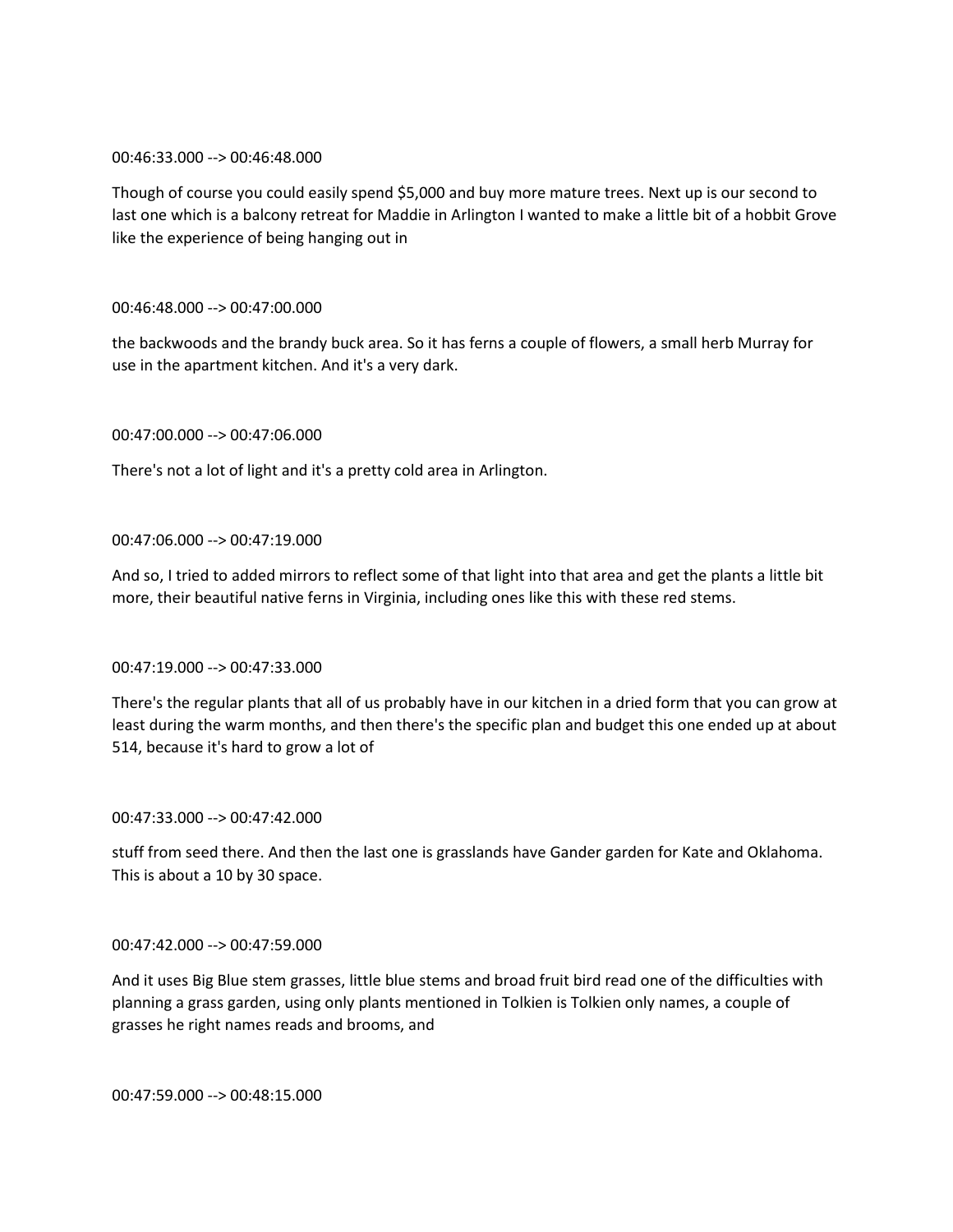00:46:33.000 --> 00:46:48.000

Though of course you could easily spend $5,000 and buy more mature trees. Next up is our second to last one which is a balcony retreat for Maddie in Arlington I wanted to make a little bit of a hobbit Grove like the experience of being hanging out in

00:46:48.000 --> 00:47:00.000

the backwoods and the brandy buck area. So it has ferns a couple of flowers, a small herb Murray for use in the apartment kitchen. And it's a very dark.

00:47:00.000 --> 00:47:06.000

There's not a lot of light and it's a pretty cold area in Arlington.

00:47:06.000 --> 00:47:19.000

And so, I tried to added mirrors to reflect some of that light into that area and get the plants a little bit more, their beautiful native ferns in Virginia, including ones like this with these red stems.

00:47:19.000 --> 00:47:33.000

There's the regular plants that all of us probably have in our kitchen in a dried form that you can grow at least during the warm months, and then there's the specific plan and budget this one ended up at about 514, because it's hard to grow a lot of

00:47:33.000 --> 00:47:42.000

stuff from seed there. And then the last one is grasslands have Gander garden for Kate and Oklahoma. This is about a 10 by 30 space.

00:47:42.000 --> 00:47:59.000

And it uses Big Blue stem grasses, little blue stems and broad fruit bird read one of the difficulties with planning a grass garden, using only plants mentioned in Tolkien is Tolkien only names, a couple of grasses he right names reads and brooms, and

00:47:59.000 --> 00:48:15.000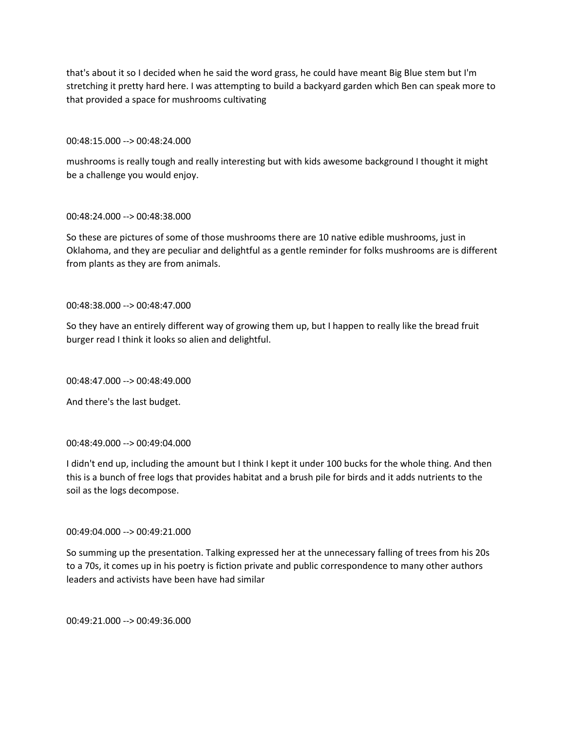that's about it so I decided when he said the word grass, he could have meant Big Blue stem but I'm stretching it pretty hard here. I was attempting to build a backyard garden which Ben can speak more to that provided a space for mushrooms cultivating

00:48:15.000 --> 00:48:24.000

mushrooms is really tough and really interesting but with kids awesome background I thought it might be a challenge you would enjoy.

00:48:24.000 --> 00:48:38.000

So these are pictures of some of those mushrooms there are 10 native edible mushrooms, just in Oklahoma, and they are peculiar and delightful as a gentle reminder for folks mushrooms are is different from plants as they are from animals.

00:48:38.000 --> 00:48:47.000

So they have an entirely different way of growing them up, but I happen to really like the bread fruit burger read I think it looks so alien and delightful.

00:48:47.000 --> 00:48:49.000

And there's the last budget.

00:48:49.000 --> 00:49:04.000

I didn't end up, including the amount but I think I kept it under 100 bucks for the whole thing. And then this is a bunch of free logs that provides habitat and a brush pile for birds and it adds nutrients to the soil as the logs decompose.

00:49:04.000 --> 00:49:21.000

So summing up the presentation. Talking expressed her at the unnecessary falling of trees from his 20s to a 70s, it comes up in his poetry is fiction private and public correspondence to many other authors leaders and activists have been have had similar

00:49:21.000 --> 00:49:36.000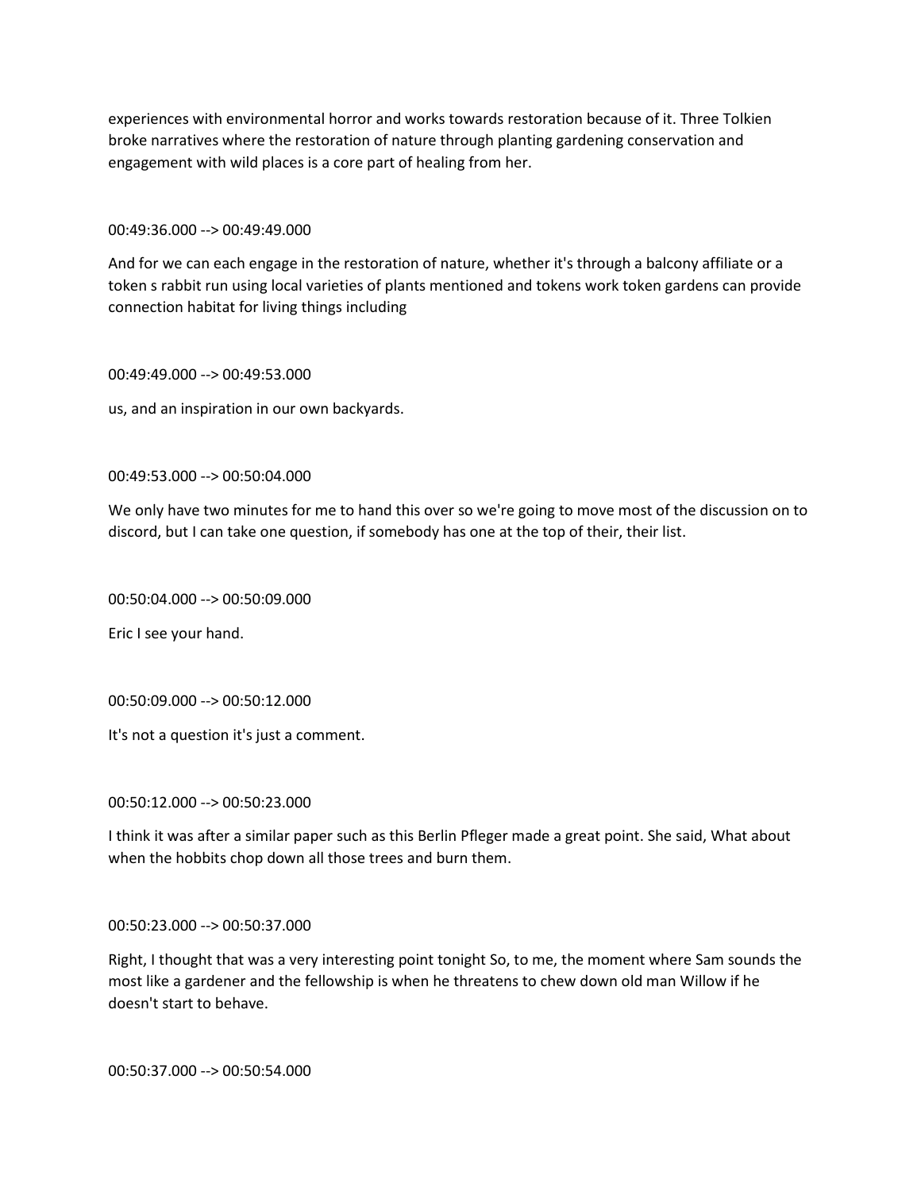experiences with environmental horror and works towards restoration because of it. Three Tolkien broke narratives where the restoration of nature through planting gardening conservation and engagement with wild places is a core part of healing from her.

00:49:36.000 --> 00:49:49.000

And for we can each engage in the restoration of nature, whether it's through a balcony affiliate or a token s rabbit run using local varieties of plants mentioned and tokens work token gardens can provide connection habitat for living things including

00:49:49.000 --> 00:49:53.000

us, and an inspiration in our own backyards.

00:49:53.000 --> 00:50:04.000

We only have two minutes for me to hand this over so we're going to move most of the discussion on to discord, but I can take one question, if somebody has one at the top of their, their list.

00:50:04.000 --> 00:50:09.000

Eric I see your hand.

00:50:09.000 --> 00:50:12.000

It's not a question it's just a comment.

00:50:12.000 --> 00:50:23.000

I think it was after a similar paper such as this Berlin Pfleger made a great point. She said, What about when the hobbits chop down all those trees and burn them.

00:50:23.000 --> 00:50:37.000

Right, I thought that was a very interesting point tonight So, to me, the moment where Sam sounds the most like a gardener and the fellowship is when he threatens to chew down old man Willow if he doesn't start to behave.

00:50:37.000 --> 00:50:54.000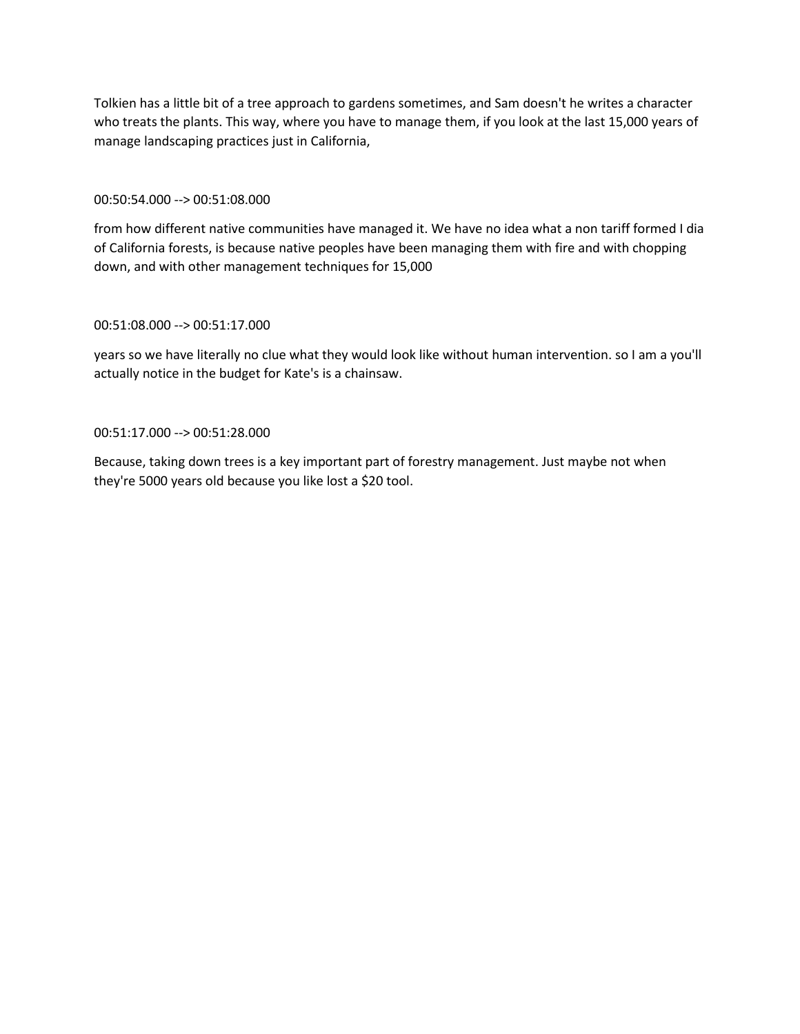Tolkien has a little bit of a tree approach to gardens sometimes, and Sam doesn't he writes a character who treats the plants. This way, where you have to manage them, if you look at the last 15,000 years of manage landscaping practices just in California,

00:50:54.000 --> 00:51:08.000

from how different native communities have managed it. We have no idea what a non tariff formed I dia of California forests, is because native peoples have been managing them with fire and with chopping down, and with other management techniques for 15,000

00:51:08.000 --> 00:51:17.000

years so we have literally no clue what they would look like without human intervention. so I am a you'll actually notice in the budget for Kate's is a chainsaw.

00:51:17.000 --> 00:51:28.000

Because, taking down trees is a key important part of forestry management. Just maybe not when they're 5000 years old because you like lost a $20 tool.